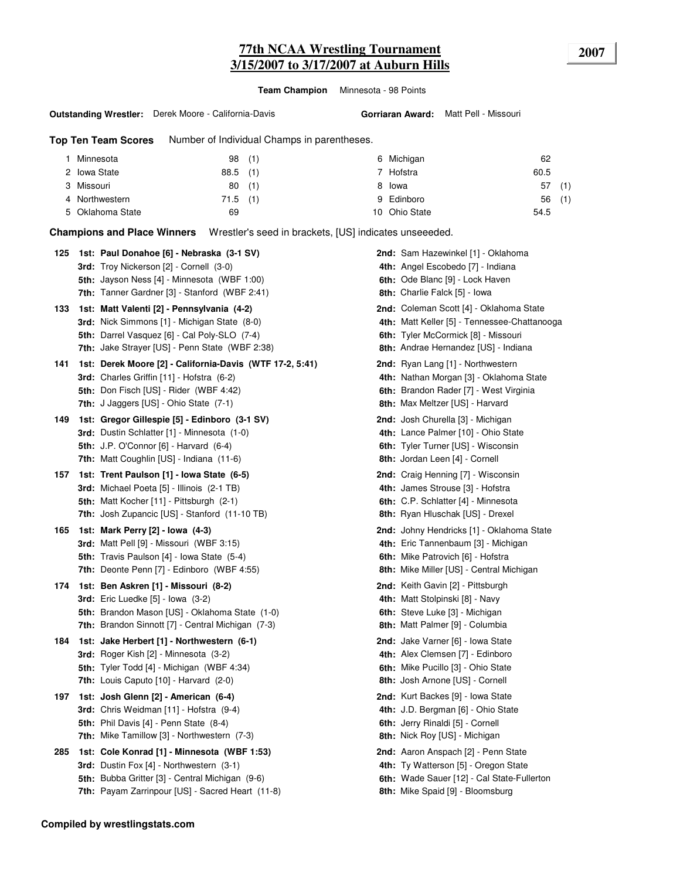# 77th NCAA Wrestling Tournament
# 3/15/2007 to 3/17/2007 at Auburn Hills

**2007**

**Team Champion** Minnesota - 98 Points

**Outstanding Wrestler:** Derek Moore - California-Davis **Gorriaran Award:** Matt Pell - Missouri

**Top Ten Team Scores** Number of Individual Champs in parentheses.

| Rank | Team | Score | Champs | Rank | Team | Score | Champs |
|---|---|---|---|---|---|---|---|
| 1 | Minnesota | 98 | (1) | 6 | Michigan | 62 | |
| 2 | Iowa State | 88.5 | (1) | 7 | Hofstra | 60.5 | |
| 3 | Missouri | 80 | (1) | 8 | Iowa | 57 | (1) |
| 4 | Northwestern | 71.5 | (1) | 9 | Edinboro | 56 | (1) |
| 5 | Oklahoma State | 69 | | 10 | Ohio State | 54.5 | |

**Champions and Place Winners** Wrestler's seed in brackets, [US] indicates unseeeded.

**125**
- **1st: Paul Donahoe [6] - Nebraska (3-1 SV)**
- **2nd:** Sam Hazewinkel [1] - Oklahoma
- **3rd:** Troy Nickerson [2] - Cornell (3-0)
- **4th:** Angel Escobedo [7] - Indiana
- **5th:** Jayson Ness [4] - Minnesota (WBF 1:00)
- **6th:** Ode Blanc [9] - Lock Haven
- **7th:** Tanner Gardner [3] - Stanford (WBF 2:41)
- **8th:** Charlie Falck [5] - Iowa

**133**
- **1st: Matt Valenti [2] - Pennsylvania (4-2)**
- **2nd:** Coleman Scott [4] - Oklahoma State
- **3rd:** Nick Simmons [1] - Michigan State (8-0)
- **4th:** Matt Keller [5] - Tennessee-Chattanooga
- **5th:** Darrel Vasquez [6] - Cal Poly-SLO (7-4)
- **6th:** Tyler McCormick [8] - Missouri
- **7th:** Jake Strayer [US] - Penn State (WBF 2:38)
- **8th:** Andrae Hernandez [US] - Indiana

**141**
- **1st: Derek Moore [2] - California-Davis (WTF 17-2, 5:41)**
- **2nd:** Ryan Lang [1] - Northwestern
- **3rd:** Charles Griffin [11] - Hofstra (6-2)
- **4th:** Nathan Morgan [3] - Oklahoma State
- **5th:** Don Fisch [US] - Rider (WBF 4:42)
- **6th:** Brandon Rader [7] - West Virginia
- **7th:** J Jaggers [US] - Ohio State (7-1)
- **8th:** Max Meltzer [US] - Harvard

**149**
- **1st: Gregor Gillespie [5] - Edinboro (3-1 SV)**
- **2nd:** Josh Churella [3] - Michigan
- **3rd:** Dustin Schlatter [1] - Minnesota (1-0)
- **4th:** Lance Palmer [10] - Ohio State
- **5th:** J.P. O'Connor [6] - Harvard (6-4)
- **6th:** Tyler Turner [US] - Wisconsin
- **7th:** Matt Coughlin [US] - Indiana (11-6)
- **8th:** Jordan Leen [4] - Cornell

**157**
- **1st: Trent Paulson [1] - Iowa State (6-5)**
- **2nd:** Craig Henning [7] - Wisconsin
- **3rd:** Michael Poeta [5] - Illinois (2-1 TB)
- **4th:** James Strouse [3] - Hofstra
- **5th:** Matt Kocher [11] - Pittsburgh (2-1)
- **6th:** C.P. Schlatter [4] - Minnesota
- **7th:** Josh Zupancic [US] - Stanford (11-10 TB)
- **8th:** Ryan Hluschak [US] - Drexel

**165**
- **1st: Mark Perry [2] - Iowa (4-3)**
- **2nd:** Johny Hendricks [1] - Oklahoma State
- **3rd:** Matt Pell [9] - Missouri (WBF 3:15)
- **4th:** Eric Tannenbaum [3] - Michigan
- **5th:** Travis Paulson [4] - Iowa State (5-4)
- **6th:** Mike Patrovich [6] - Hofstra
- **7th:** Deonte Penn [7] - Edinboro (WBF 4:55)
- **8th:** Mike Miller [US] - Central Michigan

**174**
- **1st: Ben Askren [1] - Missouri (8-2)**
- **2nd:** Keith Gavin [2] - Pittsburgh
- **3rd:** Eric Luedke [5] - Iowa (3-2)
- **4th:** Matt Stolpinski [8] - Navy
- **5th:** Brandon Mason [US] - Oklahoma State (1-0)
- **6th:** Steve Luke [3] - Michigan
- **7th:** Brandon Sinnott [7] - Central Michigan (7-3)
- **8th:** Matt Palmer [9] - Columbia

**184**
- **1st: Jake Herbert [1] - Northwestern (6-1)**
- **2nd:** Jake Varner [6] - Iowa State
- **3rd:** Roger Kish [2] - Minnesota (3-2)
- **4th:** Alex Clemsen [7] - Edinboro
- **5th:** Tyler Todd [4] - Michigan (WBF 4:34)
- **6th:** Mike Pucillo [3] - Ohio State
- **7th:** Louis Caputo [10] - Harvard (2-0)
- **8th:** Josh Arnone [US] - Cornell

**197**
- **1st: Josh Glenn [2] - American (6-4)**
- **2nd:** Kurt Backes [9] - Iowa State
- **3rd:** Chris Weidman [11] - Hofstra (9-4)
- **4th:** J.D. Bergman [6] - Ohio State
- **5th:** Phil Davis [4] - Penn State (8-4)
- **6th:** Jerry Rinaldi [5] - Cornell
- **7th:** Mike Tamillow [3] - Northwestern (7-3)
- **8th:** Nick Roy [US] - Michigan

**285**
- **1st: Cole Konrad [1] - Minnesota (WBF 1:53)**
- **2nd:** Aaron Anspach [2] - Penn State
- **3rd:** Dustin Fox [4] - Northwestern (3-1)
- **4th:** Ty Watterson [5] - Oregon State
- **5th:** Bubba Gritter [3] - Central Michigan (9-6)
- **6th:** Wade Sauer [12] - Cal State-Fullerton
- **7th:** Payam Zarrinpour [US] - Sacred Heart (11-8)
- **8th:** Mike Spaid [9] - Bloomsburg

**Compiled by wrestlingstats.com**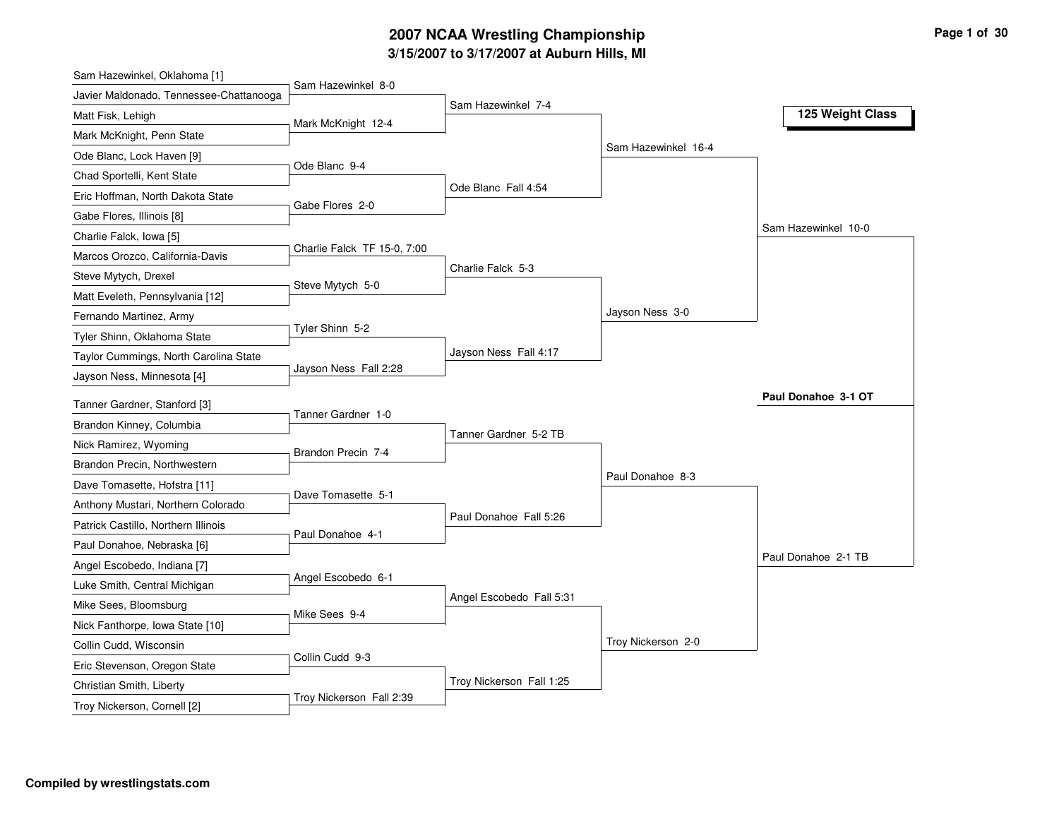# 2007 NCAA Wrestling Championship

## 3/15/2007 to 3/17/2007 at Auburn Hills, MI

### 125 Weight Class

**First Round**

- Sam Hazewinkel, Oklahoma [1] vs. Javier Maldonado, Tennessee-Chattanooga — Sam Hazewinkel 8-0
- Matt Fisk, Lehigh vs. Mark McKnight, Penn State — Mark McKnight 12-4
- Ode Blanc, Lock Haven [9] vs. Chad Sportelli, Kent State — Ode Blanc 9-4
- Eric Hoffman, North Dakota State vs. Gabe Flores, Illinois [8] — Gabe Flores 2-0
- Charlie Falck, Iowa [5] vs. Marcos Orozco, California-Davis — Charlie Falck TF 15-0, 7:00
- Steve Mytych, Drexel vs. Matt Eveleth, Pennsylvania [12] — Steve Mytych 5-0
- Fernando Martinez, Army vs. Tyler Shinn, Oklahoma State — Tyler Shinn 5-2
- Taylor Cummings, North Carolina State vs. Jayson Ness, Minnesota [4] — Jayson Ness Fall 2:28
- Tanner Gardner, Stanford [3] vs. Brandon Kinney, Columbia — Tanner Gardner 1-0
- Nick Ramirez, Wyoming vs. Brandon Precin, Northwestern — Brandon Precin 7-4
- Dave Tomasette, Hofstra [11] vs. Anthony Mustari, Northern Colorado — Dave Tomasette 5-1
- Patrick Castillo, Northern Illinois vs. Paul Donahoe, Nebraska [6] — Paul Donahoe 4-1
- Angel Escobedo, Indiana [7] vs. Luke Smith, Central Michigan — Angel Escobedo 6-1
- Mike Sees, Bloomsburg vs. Nick Fanthorpe, Iowa State [10] — Mike Sees 9-4
- Collin Cudd, Wisconsin vs. Eric Stevenson, Oregon State — Collin Cudd 9-3
- Christian Smith, Liberty vs. Troy Nickerson, Cornell [2] — Troy Nickerson Fall 2:39

**Second Round**

- Sam Hazewinkel 7-4
- Ode Blanc Fall 4:54
- Charlie Falck 5-3
- Jayson Ness Fall 4:17
- Tanner Gardner 5-2 TB
- Paul Donahoe Fall 5:26
- Angel Escobedo Fall 5:31
- Troy Nickerson Fall 1:25

**Quarterfinals**

- Sam Hazewinkel 16-4
- Jayson Ness 3-0
- Paul Donahoe 8-3
- Troy Nickerson 2-0

**Semifinals**

- Sam Hazewinkel 10-0
- Paul Donahoe 2-1 TB

**Championship**

- **Paul Donahoe 3-1 OT**

**Compiled by wrestlingstats.com**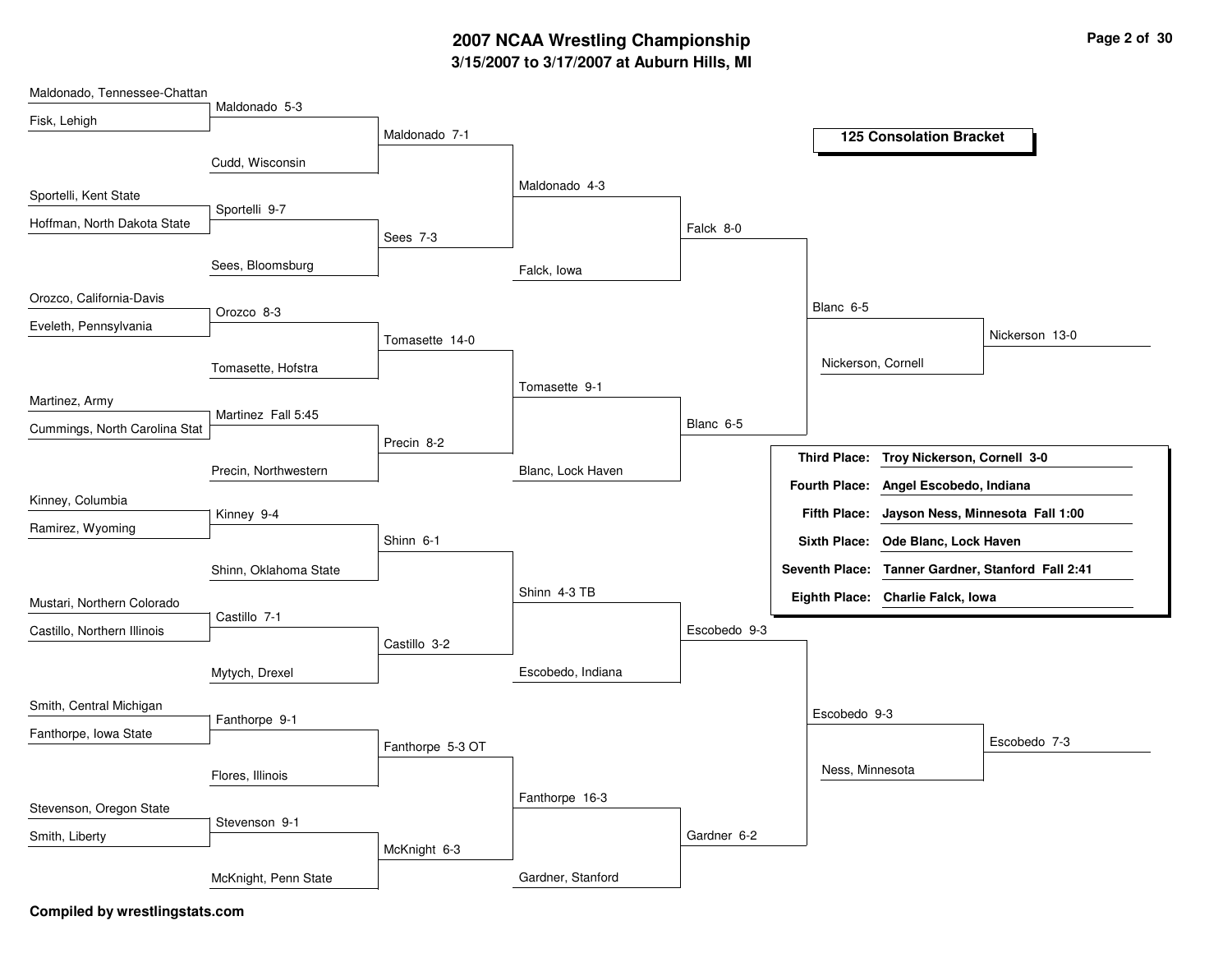# 2007 NCAA Wrestling Championship
## 3/15/2007 to 3/17/2007 at Auburn Hills, MI

### 125 Consolation Bracket

**Round 1 (Consolation)**
- Maldonado, Tennessee-Chattan vs. Fisk, Lehigh — Maldonado 5-3
- Sportelli, Kent State vs. Hoffman, North Dakota State — Sportelli 9-7
- Orozco, California-Davis vs. Eveleth, Pennsylvania — Orozco 8-3
- Martinez, Army vs. Cummings, North Carolina Stat — Martinez Fall 5:45
- Kinney, Columbia vs. Ramirez, Wyoming — Kinney 9-4
- Mustari, Northern Colorado vs. Castillo, Northern Illinois — Castillo 7-1
- Smith, Central Michigan vs. Fanthorpe, Iowa State — Fanthorpe 9-1
- Stevenson, Oregon State vs. Smith, Liberty — Stevenson 9-1

**Round 2**
- Maldonado vs. Cudd, Wisconsin — Maldonado 7-1
- Sportelli vs. Sees, Bloomsburg — Sees 7-3
- Orozco vs. Tomasette, Hofstra — Tomasette 14-0
- Martinez vs. Precin, Northwestern — Precin 8-2
- Kinney vs. Shinn, Oklahoma State — Shinn 6-1
- Castillo vs. Mytych, Drexel — Castillo 3-2
- Fanthorpe vs. Flores, Illinois — Fanthorpe 5-3 OT
- Stevenson vs. McKnight, Penn State — McKnight 6-3

**Round 3**
- Maldonado vs. Sees — Maldonado 4-3
- Tomasette vs. Precin — Tomasette 9-1
- Shinn vs. Castillo — Shinn 4-3 TB
- Fanthorpe vs. McKnight — Fanthorpe 16-3

**Round 4**
- Maldonado vs. Falck, Iowa — Falck 8-0
- Tomasette vs. Blanc, Lock Haven — Blanc 6-5
- Shinn vs. Escobedo, Indiana — Escobedo 9-3
- Fanthorpe vs. Gardner, Stanford — Gardner 6-2

**Round 5**
- Falck vs. Blanc — Blanc 6-5
- Escobedo vs. Gardner — Escobedo 9-3

**Consolation Semifinals**
- Blanc vs. Nickerson, Cornell — Nickerson 13-0
- Escobedo vs. Ness, Minnesota — Escobedo 7-3

| Place | Wrestler |
|---|---|
| Third Place: | Troy Nickerson, Cornell 3-0 |
| Fourth Place: | Angel Escobedo, Indiana |
| Fifth Place: | Jayson Ness, Minnesota Fall 1:00 |
| Sixth Place: | Ode Blanc, Lock Haven |
| Seventh Place: | Tanner Gardner, Stanford Fall 2:41 |
| Eighth Place: | Charlie Falck, Iowa |

**Compiled by wrestlingstats.com**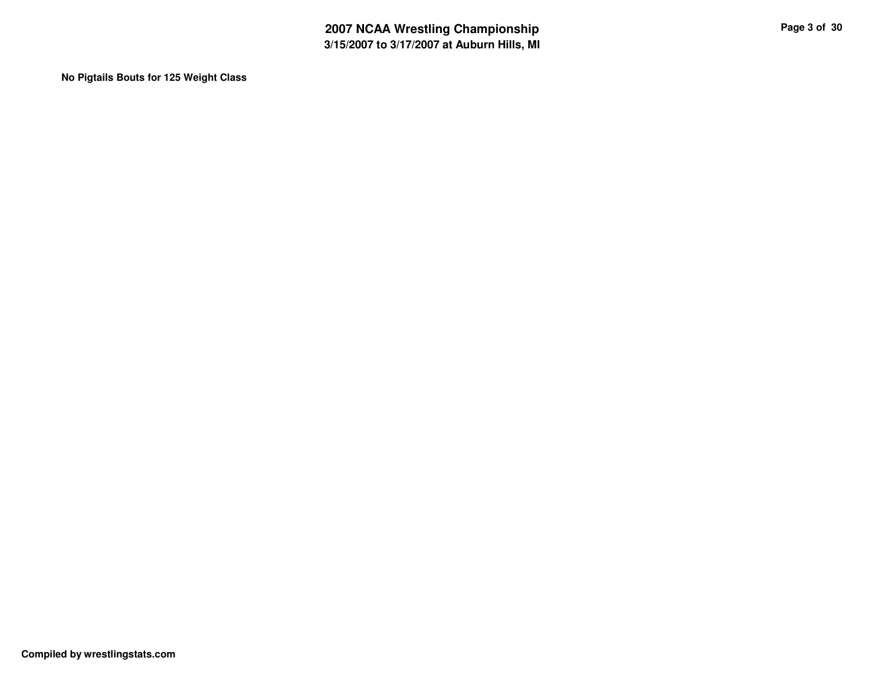**No Pigtails Bouts for 125 Weight Class**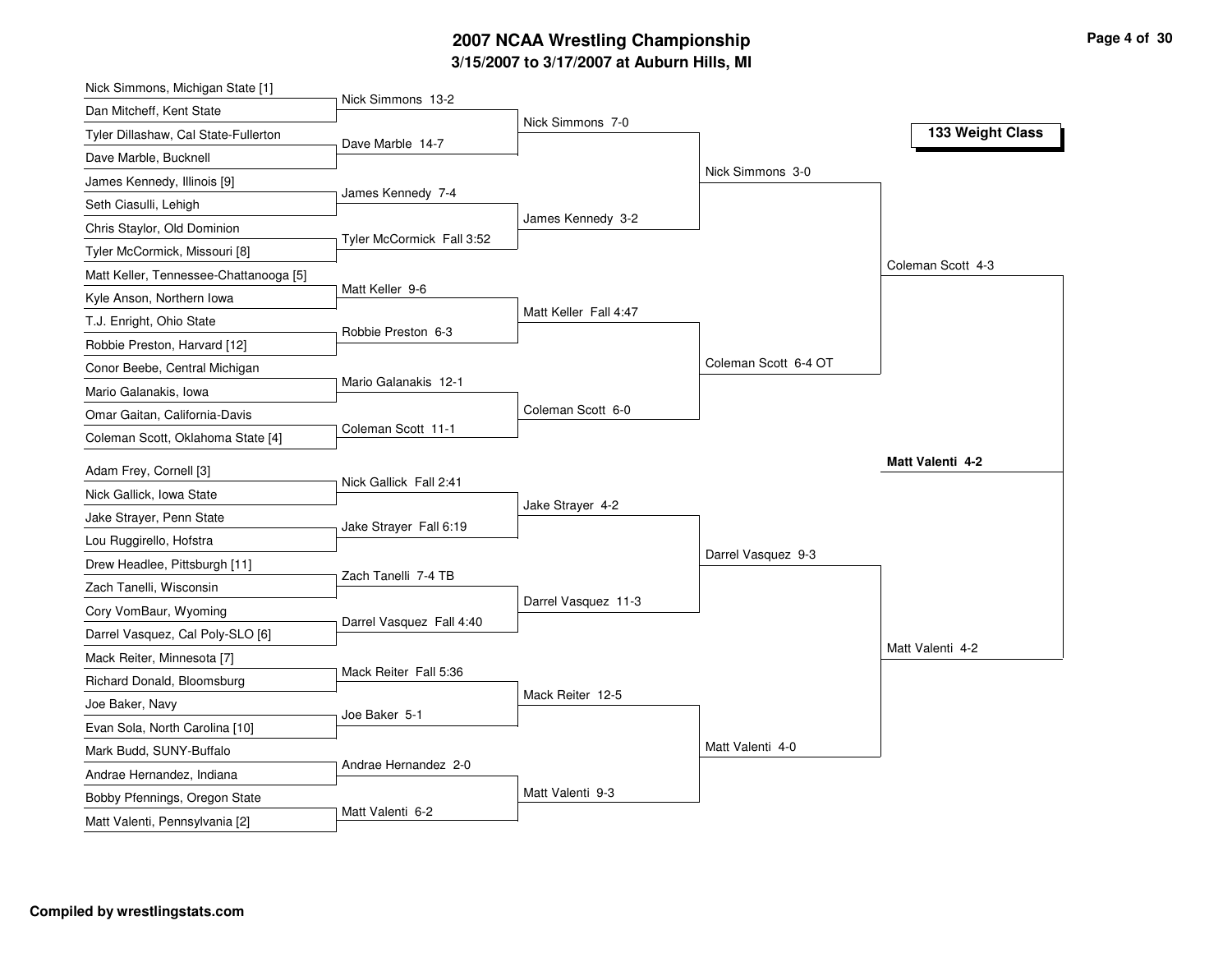# 2007 NCAA Wrestling Championship

## 3/15/2007 to 3/17/2007 at Auburn Hills, MI

### 133 Weight Class

| First Round | Second Round | Quarterfinals | Semifinals | Finals |
|---|---|---|---|---|
| Nick Simmons, Michigan State [1] | | | | |
| Dan Mitcheff, Kent State | Nick Simmons 13-2 | | | |
| Tyler Dillashaw, Cal State-Fullerton | | Nick Simmons 7-0 | | |
| Dave Marble, Bucknell | Dave Marble 14-7 | | | |
| James Kennedy, Illinois [9] | | | Nick Simmons 3-0 | |
| Seth Ciasulli, Lehigh | James Kennedy 7-4 | | | |
| Chris Staylor, Old Dominion | | James Kennedy 3-2 | | |
| Tyler McCormick, Missouri [8] | Tyler McCormick Fall 3:52 | | | |
| Matt Keller, Tennessee-Chattanooga [5] | | | | Coleman Scott 4-3 |
| Kyle Anson, Northern Iowa | Matt Keller 9-6 | | | |
| T.J. Enright, Ohio State | | Matt Keller Fall 4:47 | | |
| Robbie Preston, Harvard [12] | Robbie Preston 6-3 | | | |
| Conor Beebe, Central Michigan | | | Coleman Scott 6-4 OT | |
| Mario Galanakis, Iowa | Mario Galanakis 12-1 | | | |
| Omar Gaitan, California-Davis | | Coleman Scott 6-0 | | |
| Coleman Scott, Oklahoma State [4] | Coleman Scott 11-1 | | | |
| | | | | **Matt Valenti 4-2** |
| Adam Frey, Cornell [3] | | | | |
| Nick Gallick, Iowa State | Nick Gallick Fall 2:41 | | | |
| Jake Strayer, Penn State | | Jake Strayer 4-2 | | |
| Lou Ruggirello, Hofstra | Jake Strayer Fall 6:19 | | | |
| Drew Headlee, Pittsburgh [11] | | | Darrel Vasquez 9-3 | |
| Zach Tanelli, Wisconsin | Zach Tanelli 7-4 TB | | | |
| Cory VomBaur, Wyoming | | Darrel Vasquez 11-3 | | |
| Darrel Vasquez, Cal Poly-SLO [6] | Darrel Vasquez Fall 4:40 | | | |
| Mack Reiter, Minnesota [7] | | | | Matt Valenti 4-2 |
| Richard Donald, Bloomsburg | Mack Reiter Fall 5:36 | | | |
| Joe Baker, Navy | | Mack Reiter 12-5 | | |
| Evan Sola, North Carolina [10] | Joe Baker 5-1 | | | |
| Mark Budd, SUNY-Buffalo | | | Matt Valenti 4-0 | |
| Andrae Hernandez, Indiana | Andrae Hernandez 2-0 | | | |
| Bobby Pfennings, Oregon State | | Matt Valenti 9-3 | | |
| Matt Valenti, Pennsylvania [2] | Matt Valenti 6-2 | | | |

**Compiled by wrestlingstats.com**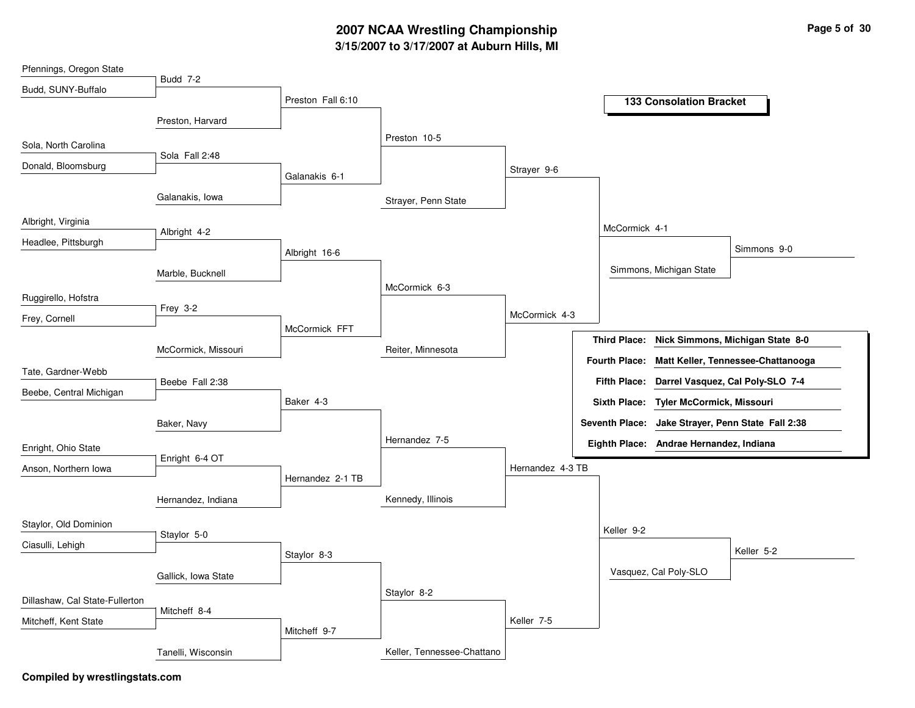# 2007 NCAA Wrestling Championship

## 3/15/2007 to 3/17/2007 at Auburn Hills, MI

### 133 Consolation Bracket

**Round 1**

| Wrestler 1 | Wrestler 2 | Result |
|---|---|---|
| Pfennings, Oregon State | Budd, SUNY-Buffalo | Budd 7-2 |
| Sola, North Carolina | Donald, Bloomsburg | Sola Fall 2:48 |
| Albright, Virginia | Headlee, Pittsburgh | Albright 4-2 |
| Ruggirello, Hofstra | Frey, Cornell | Frey 3-2 |
| Tate, Gardner-Webb | Beebe, Central Michigan | Beebe Fall 2:38 |
| Enright, Ohio State | Anson, Northern Iowa | Enright 6-4 OT |
| Staylor, Old Dominion | Ciasulli, Lehigh | Staylor 5-0 |
| Dillashaw, Cal State-Fullerton | Mitcheff, Kent State | Mitcheff 8-4 |

**Round 2**

| Wrestler 1 | Wrestler 2 | Result |
|---|---|---|
| Budd | Preston, Harvard | Preston Fall 6:10 |
| Sola | Galanakis, Iowa | Galanakis 6-1 |
| Albright | Marble, Bucknell | Albright 16-6 |
| Frey | McCormick, Missouri | McCormick FFT |
| Beebe | Baker, Navy | Baker 4-3 |
| Enright | Hernandez, Indiana | Hernandez 2-1 TB |
| Staylor | Gallick, Iowa State | Staylor 8-3 |
| Mitcheff | Tanelli, Wisconsin | Mitcheff 9-7 |

**Round 3**

| Wrestler 1 | Wrestler 2 | Result |
|---|---|---|
| Preston | Galanakis | Preston 10-5 |
| Albright | McCormick | McCormick 6-3 |
| Baker | Hernandez | Hernandez 7-5 |
| Staylor | Mitcheff | Staylor 8-2 |

**Round 4**

| Wrestler 1 | Wrestler 2 | Result |
|---|---|---|
| Preston | Strayer, Penn State | Strayer 9-6 |
| McCormick | Reiter, Minnesota | McCormick 4-3 |
| Hernandez | Kennedy, Illinois | Hernandez 4-3 TB |
| Staylor | Keller, Tennessee-Chattano | Keller 7-5 |

**Round 5**

| Wrestler 1 | Wrestler 2 | Result |
|---|---|---|
| Strayer | McCormick | McCormick 4-1 |
| Hernandez | Keller | Keller 9-2 |

**Round 6**

| Wrestler 1 | Wrestler 2 | Result |
|---|---|---|
| McCormick | Simmons, Michigan State | Simmons 9-0 |
| Keller | Vasquez, Cal Poly-SLO | Keller 5-2 |

### Final Placements

| Place | Wrestler |
|---|---|
| Third Place: | Nick Simmons, Michigan State 8-0 |
| Fourth Place: | Matt Keller, Tennessee-Chattanooga |
| Fifth Place: | Darrel Vasquez, Cal Poly-SLO 7-4 |
| Sixth Place: | Tyler McCormick, Missouri |
| Seventh Place: | Jake Strayer, Penn State Fall 2:38 |
| Eighth Place: | Andrae Hernandez, Indiana |

**Compiled by wrestlingstats.com**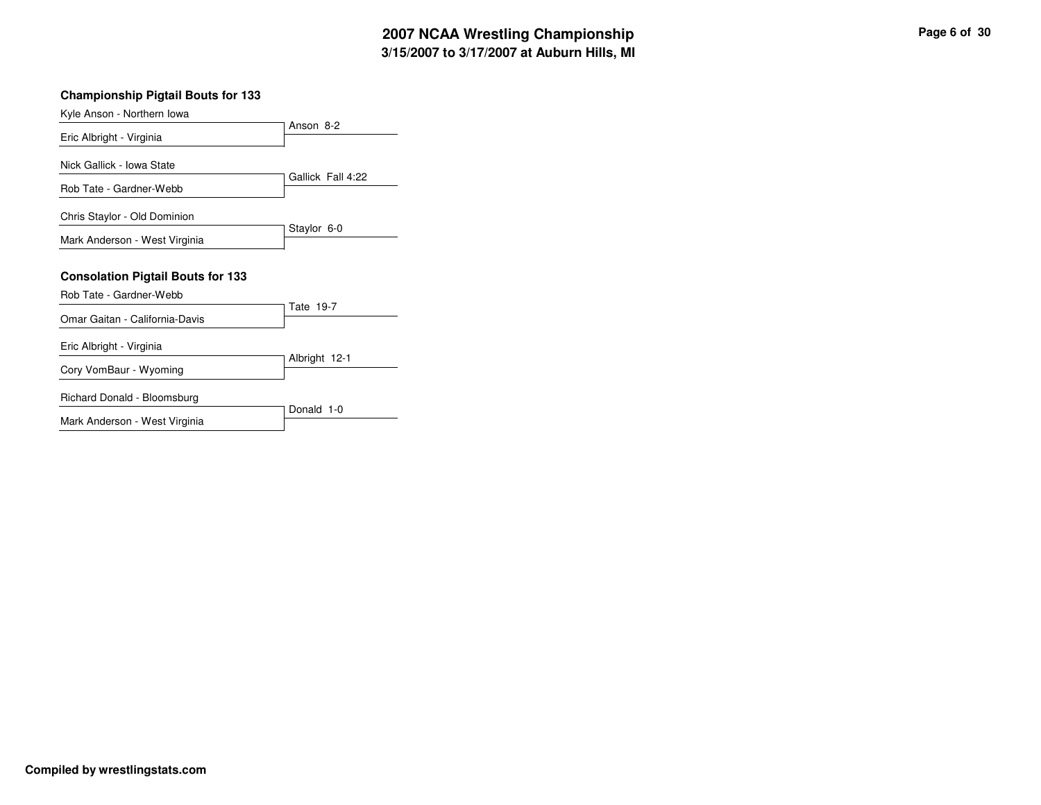## Championship Pigtail Bouts for 133

| Wrestler | Result |
| --- | --- |
| Kyle Anson - Northern Iowa | Anson 8-2 |
| Eric Albright - Virginia | |
| Nick Gallick - Iowa State | Gallick Fall 4:22 |
| Rob Tate - Gardner-Webb | |
| Chris Staylor - Old Dominion | Staylor 6-0 |
| Mark Anderson - West Virginia | |

## Consolation Pigtail Bouts for 133

| Wrestler | Result |
| --- | --- |
| Rob Tate - Gardner-Webb | Tate 19-7 |
| Omar Gaitan - California-Davis | |
| Eric Albright - Virginia | Albright 12-1 |
| Cory VomBaur - Wyoming | |
| Richard Donald - Bloomsburg | Donald 1-0 |
| Mark Anderson - West Virginia | |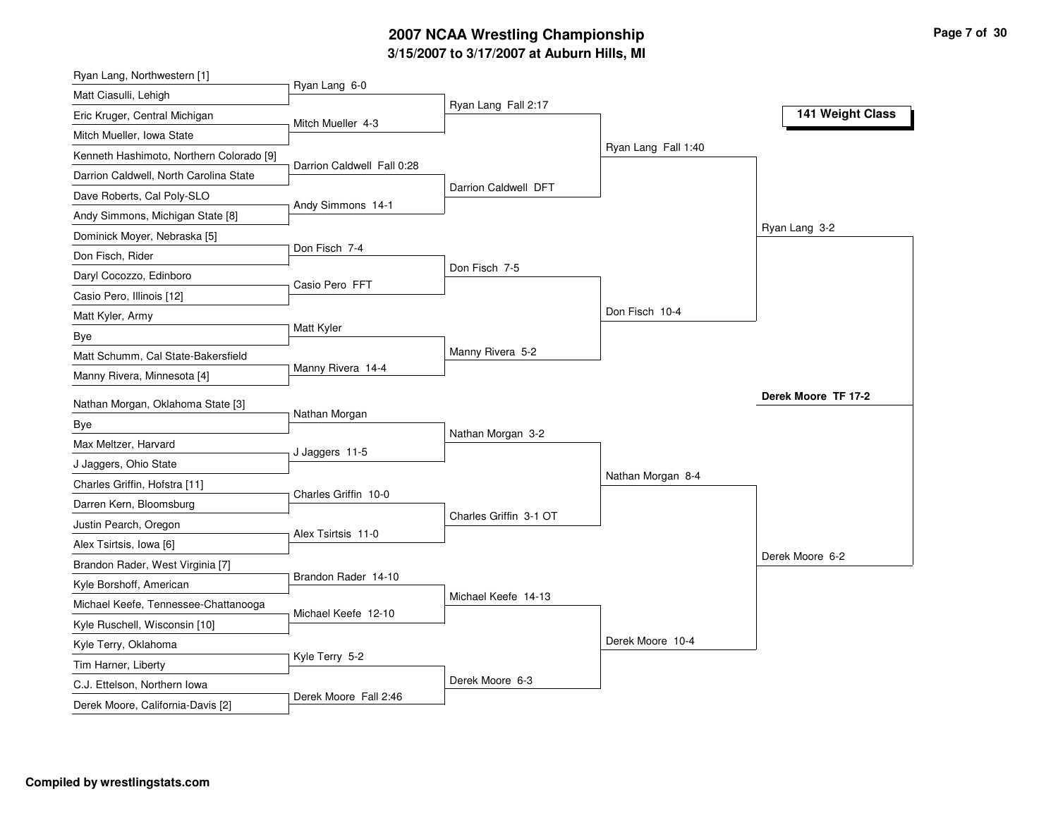# 2007 NCAA Wrestling Championship

## 3/15/2007 to 3/17/2007 at Auburn Hills, MI

### 141 Weight Class

**First Round**

| Wrestlers | Result |
| --- | --- |
| Ryan Lang, Northwestern [1] vs. Matt Ciasulli, Lehigh | Ryan Lang 6-0 |
| Eric Kruger, Central Michigan vs. Mitch Mueller, Iowa State | Mitch Mueller 4-3 |
| Kenneth Hashimoto, Northern Colorado [9] vs. Darrion Caldwell, North Carolina State | Darrion Caldwell Fall 0:28 |
| Dave Roberts, Cal Poly-SLO vs. Andy Simmons, Michigan State [8] | Andy Simmons 14-1 |
| Dominick Moyer, Nebraska [5] vs. Don Fisch, Rider | Don Fisch 7-4 |
| Daryl Cocozzo, Edinboro vs. Casio Pero, Illinois [12] | Casio Pero FFT |
| Matt Kyler, Army vs. Bye | Matt Kyler |
| Matt Schumm, Cal State-Bakersfield vs. Manny Rivera, Minnesota [4] | Manny Rivera 14-4 |
| Nathan Morgan, Oklahoma State [3] vs. Bye | Nathan Morgan |
| Max Meltzer, Harvard vs. J Jaggers, Ohio State | J Jaggers 11-5 |
| Charles Griffin, Hofstra [11] vs. Darren Kern, Bloomsburg | Charles Griffin 10-0 |
| Justin Pearch, Oregon vs. Alex Tsirtsis, Iowa [6] | Alex Tsirtsis 11-0 |
| Brandon Rader, West Virginia [7] vs. Kyle Borshoff, American | Brandon Rader 14-10 |
| Michael Keefe, Tennessee-Chattanooga vs. Kyle Ruschell, Wisconsin [10] | Michael Keefe 12-10 |
| Kyle Terry, Oklahoma vs. Tim Harner, Liberty | Kyle Terry 5-2 |
| C.J. Ettelson, Northern Iowa vs. Derek Moore, California-Davis [2] | Derek Moore Fall 2:46 |

**Second Round**

| Result |
| --- |
| Ryan Lang Fall 2:17 |
| Darrion Caldwell DFT |
| Don Fisch 7-5 |
| Manny Rivera 5-2 |
| Nathan Morgan 3-2 |
| Charles Griffin 3-1 OT |
| Michael Keefe 14-13 |
| Derek Moore 6-3 |

**Quarterfinals**

| Result |
| --- |
| Ryan Lang Fall 1:40 |
| Don Fisch 10-4 |
| Nathan Morgan 8-4 |
| Derek Moore 10-4 |

**Semifinals**

| Result |
| --- |
| Ryan Lang 3-2 |
| Derek Moore 6-2 |

**Final**

**Derek Moore TF 17-2**

Compiled by wrestlingstats.com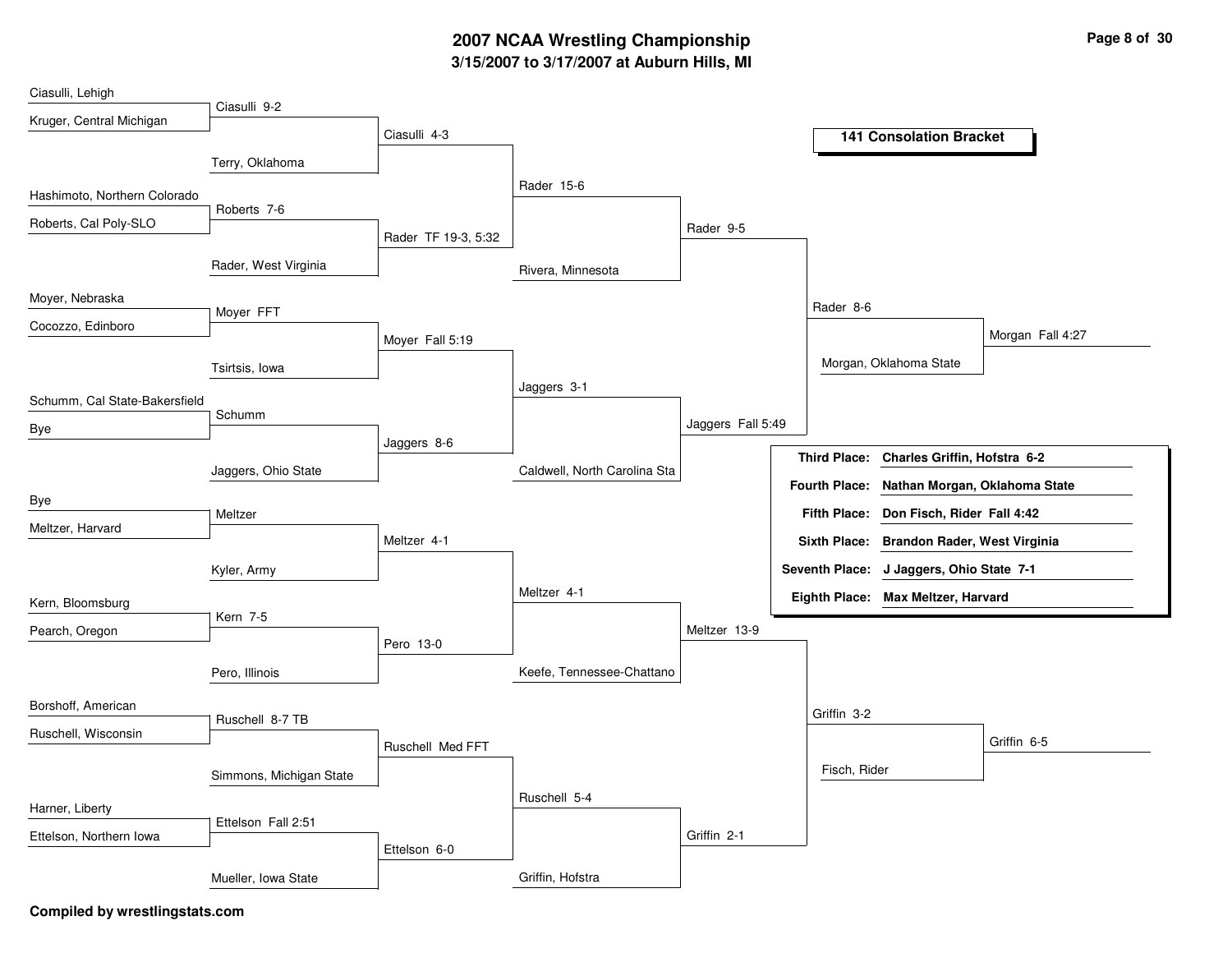# 2007 NCAA Wrestling Championship

## 3/15/2007 to 3/17/2007 at Auburn Hills, MI

### 141 Consolation Bracket

**Round 1 / Round 2**

| Wrestlers | Result | Drop-in | Result |
|---|---|---|---|
| Ciasulli, Lehigh vs. Kruger, Central Michigan | Ciasulli 9-2 | Terry, Oklahoma | Ciasulli 4-3 |
| Hashimoto, Northern Colorado vs. Roberts, Cal Poly-SLO | Roberts 7-6 | Rader, West Virginia | Rader TF 19-3, 5:32 |
| Moyer, Nebraska vs. Cocozzo, Edinboro | Moyer FFT | Tsirtsis, Iowa | Moyer Fall 5:19 |
| Schumm, Cal State-Bakersfield vs. Bye | Schumm | Jaggers, Ohio State | Jaggers 8-6 |
| Bye vs. Meltzer, Harvard | Meltzer | Kyler, Army | Meltzer 4-1 |
| Kern, Bloomsburg vs. Pearch, Oregon | Kern 7-5 | Pero, Illinois | Pero 13-0 |
| Borshoff, American vs. Ruschell, Wisconsin | Ruschell 8-7 TB | Simmons, Michigan State | Ruschell Med FFT |
| Harner, Liberty vs. Ettelson, Northern Iowa | Ettelson Fall 2:51 | Mueller, Iowa State | Ettelson 6-0 |

**Round 3 / Round 4**

| Matchup | Result | Drop-in | Result |
|---|---|---|---|
| Ciasulli vs. Rader | Rader 15-6 | Rivera, Minnesota | Rader 9-5 |
| Moyer vs. Jaggers | Jaggers 3-1 | Caldwell, North Carolina Sta | Jaggers Fall 5:49 |
| Meltzer vs. Pero | Meltzer 4-1 | Keefe, Tennessee-Chattano | Meltzer 13-9 |
| Ruschell vs. Ettelson | Ruschell 5-4 | Griffin, Hofstra | Griffin 2-1 |

**Round 5 / Round 6**

| Matchup | Result | Drop-in | Result |
|---|---|---|---|
| Rader vs. Jaggers | Rader 8-6 | Morgan, Oklahoma State | Morgan Fall 4:27 |
| Meltzer vs. Griffin | Griffin 3-2 | Fisch, Rider | Griffin 6-5 |

**Final Placements**

| Place | Result |
|---|---|
| Third Place: | Charles Griffin, Hofstra 6-2 |
| Fourth Place: | Nathan Morgan, Oklahoma State |
| Fifth Place: | Don Fisch, Rider Fall 4:42 |
| Sixth Place: | Brandon Rader, West Virginia |
| Seventh Place: | J Jaggers, Ohio State 7-1 |
| Eighth Place: | Max Meltzer, Harvard |

**Compiled by wrestlingstats.com**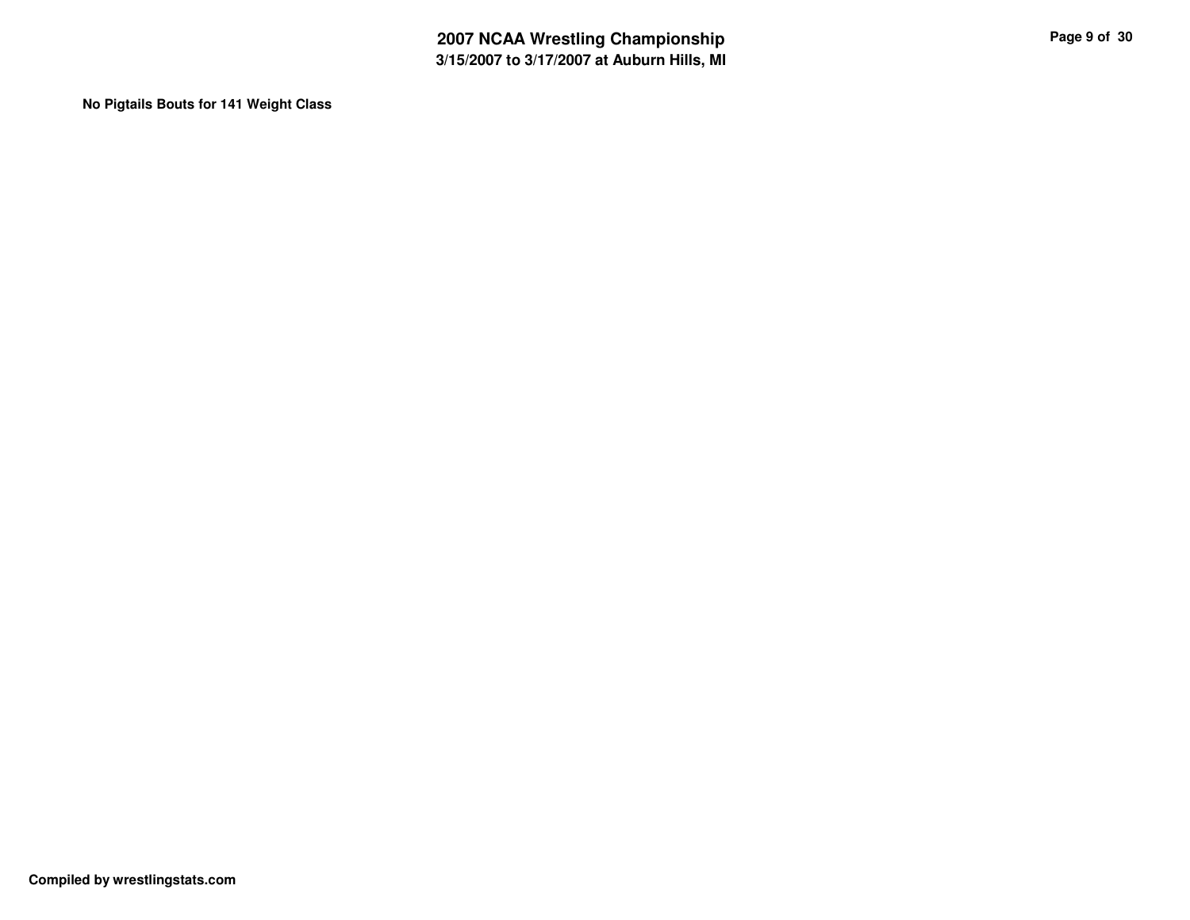**No Pigtails Bouts for 141 Weight Class**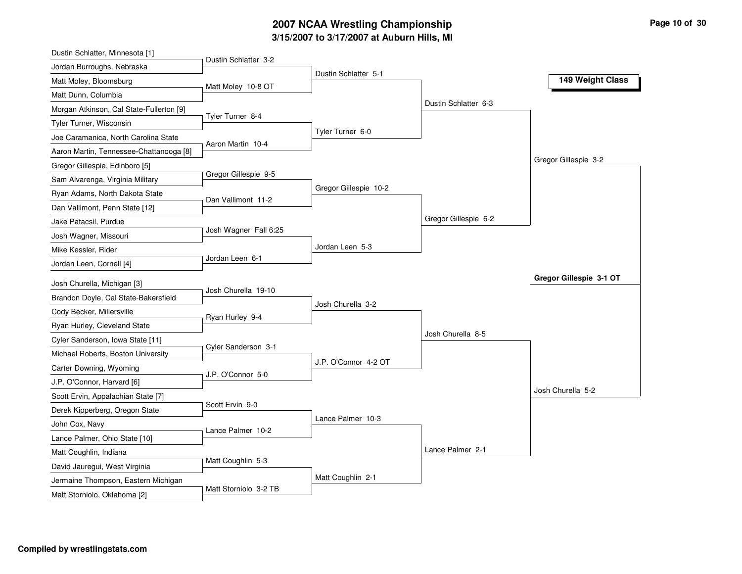# 2007 NCAA Wrestling Championship

## 3/15/2007 to 3/17/2007 at Auburn Hills, MI

### 149 Weight Class

**First Round**

| Wrestler 1 | Wrestler 2 | Winner |
|---|---|---|
| Dustin Schlatter, Minnesota [1] | Jordan Burroughs, Nebraska | Dustin Schlatter 3-2 |
| Matt Moley, Bloomsburg | Matt Dunn, Columbia | Matt Moley 10-8 OT |
| Morgan Atkinson, Cal State-Fullerton [9] | Tyler Turner, Wisconsin | Tyler Turner 8-4 |
| Joe Caramanica, North Carolina State | Aaron Martin, Tennessee-Chattanooga [8] | Aaron Martin 10-4 |
| Gregor Gillespie, Edinboro [5] | Sam Alvarenga, Virginia Military | Gregor Gillespie 9-5 |
| Ryan Adams, North Dakota State | Dan Vallimont, Penn State [12] | Dan Vallimont 11-2 |
| Jake Patacsil, Purdue | Josh Wagner, Missouri | Josh Wagner Fall 6:25 |
| Mike Kessler, Rider | Jordan Leen, Cornell [4] | Jordan Leen 6-1 |
| Josh Churella, Michigan [3] | Brandon Doyle, Cal State-Bakersfield | Josh Churella 19-10 |
| Cody Becker, Millersville | Ryan Hurley, Cleveland State | Ryan Hurley 9-4 |
| Cyler Sanderson, Iowa State [11] | Michael Roberts, Boston University | Cyler Sanderson 3-1 |
| Carter Downing, Wyoming | J.P. O'Connor, Harvard [6] | J.P. O'Connor 5-0 |
| Scott Ervin, Appalachian State [7] | Derek Kipperberg, Oregon State | Scott Ervin 9-0 |
| John Cox, Navy | Lance Palmer, Ohio State [10] | Lance Palmer 10-2 |
| Matt Coughlin, Indiana | David Jauregui, West Virginia | Matt Coughlin 5-3 |
| Jermaine Thompson, Eastern Michigan | Matt Storniolo, Oklahoma [2] | Matt Storniolo 3-2 TB |

**Second Round**

- Dustin Schlatter 5-1
- Tyler Turner 6-0
- Gregor Gillespie 10-2
- Jordan Leen 5-3
- Josh Churella 3-2
- J.P. O'Connor 4-2 OT
- Lance Palmer 10-3
- Matt Coughlin 2-1

**Quarterfinals**

- Dustin Schlatter 6-3
- Gregor Gillespie 6-2
- Josh Churella 8-5
- Lance Palmer 2-1

**Semifinals**

- Gregor Gillespie 3-2
- Josh Churella 5-2

**Final**

**Gregor Gillespie 3-1 OT**

**Compiled by wrestlingstats.com**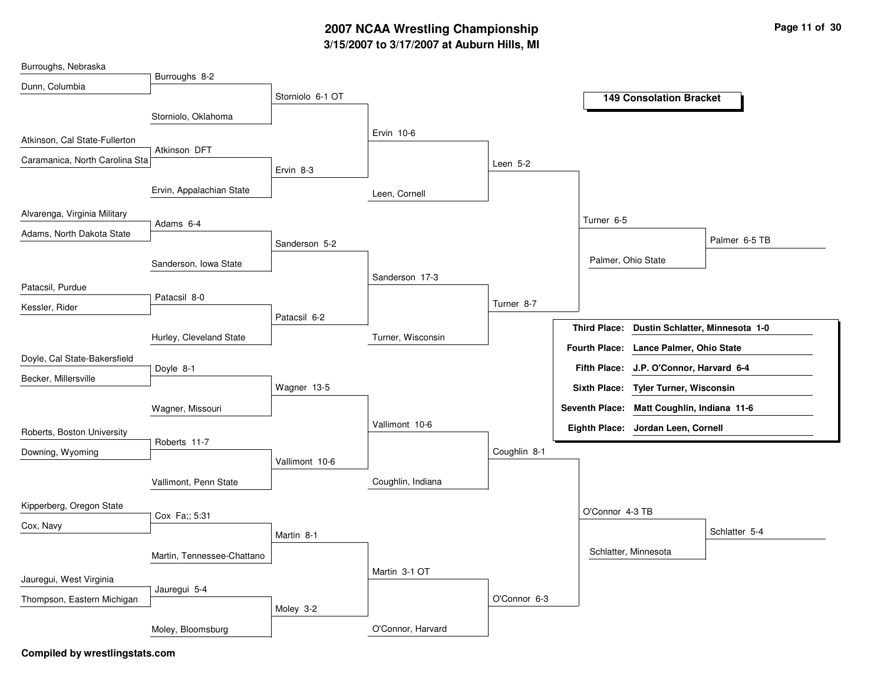# 2007 NCAA Wrestling Championship

## 3/15/2007 to 3/17/2007 at Auburn Hills, MI

### 149 Consolation Bracket

Burroughs, Nebraska
Dunn, Columbia
Burroughs 8-2
Storniolo, Oklahoma
Storniolo 6-1 OT

Atkinson, Cal State-Fullerton
Caramanica, North Carolina Sta
Atkinson DFT
Ervin, Appalachian State
Ervin 8-3

Ervin 10-6
Leen, Cornell
Leen 5-2

Alvarenga, Virginia Military
Adams, North Dakota State
Adams 6-4
Sanderson, Iowa State
Sanderson 5-2

Patacsil, Purdue
Kessler, Rider
Patacsil 8-0
Hurley, Cleveland State
Patacsil 6-2

Sanderson 17-3
Turner, Wisconsin
Turner 8-7

Turner 6-5
Palmer, Ohio State
Palmer 6-5 TB

Doyle, Cal State-Bakersfield
Becker, Millersville
Doyle 8-1
Wagner, Missouri
Wagner 13-5

Roberts, Boston University
Downing, Wyoming
Roberts 11-7
Vallimont, Penn State
Vallimont 10-6

Vallimont 10-6
Coughlin, Indiana
Coughlin 8-1

Kipperberg, Oregon State
Cox, Navy
Cox Fa;; 5:31
Martin, Tennessee-Chattano
Martin 8-1

Jauregui, West Virginia
Thompson, Eastern Michigan
Jauregui 5-4
Moley, Bloomsburg
Moley 3-2

Martin 3-1 OT
O'Connor, Harvard
O'Connor 6-3

O'Connor 4-3 TB
Schlatter, Minnesota
Schlatter 5-4

| Place | Wrestler |
|---|---|
| Third Place: | Dustin Schlatter, Minnesota 1-0 |
| Fourth Place: | Lance Palmer, Ohio State |
| Fifth Place: | J.P. O'Connor, Harvard 6-4 |
| Sixth Place: | Tyler Turner, Wisconsin |
| Seventh Place: | Matt Coughlin, Indiana 11-6 |
| Eighth Place: | Jordan Leen, Cornell |

**Compiled by wrestlingstats.com**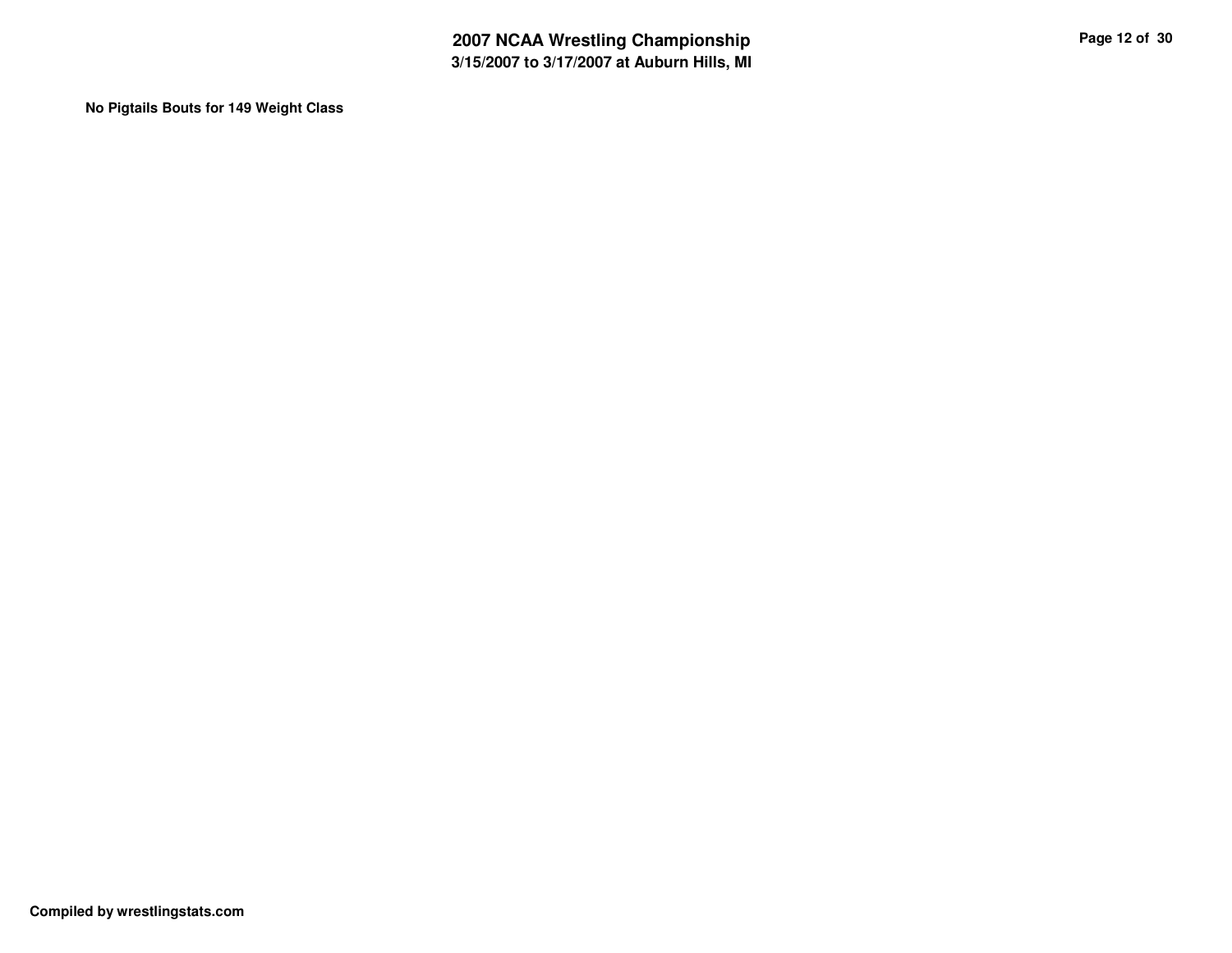**No Pigtails Bouts for 149 Weight Class**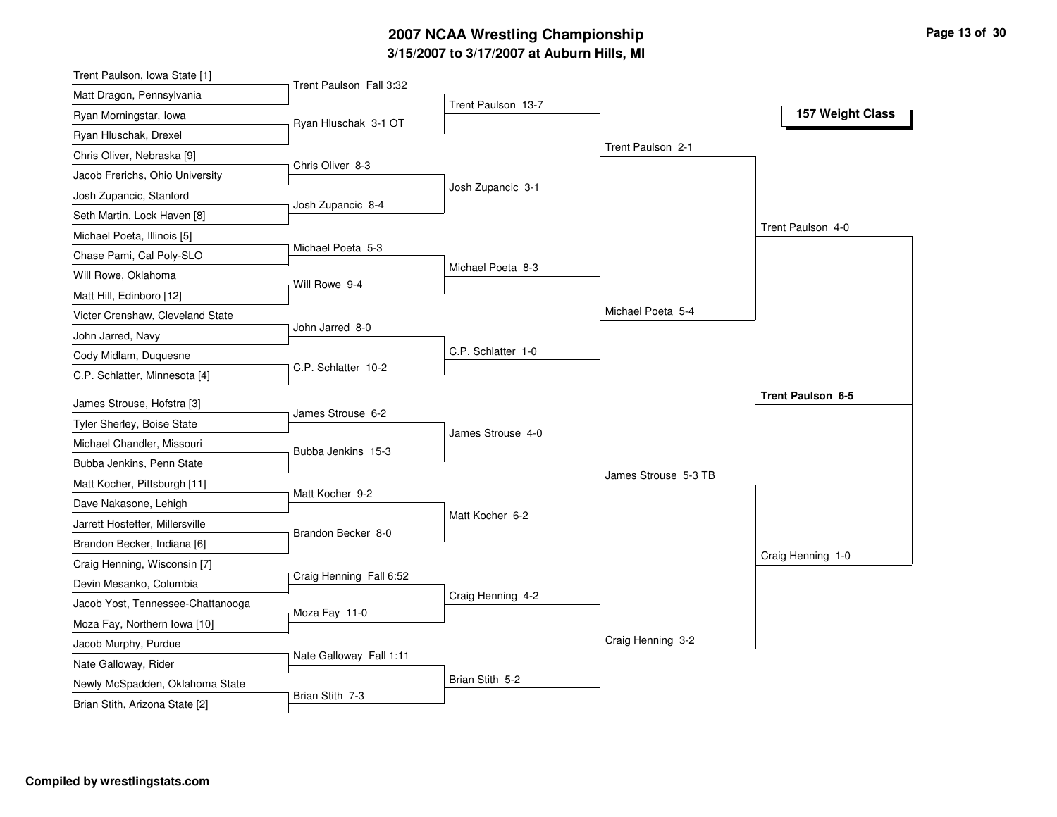# 2007 NCAA Wrestling Championship

## 3/15/2007 to 3/17/2007 at Auburn Hills, MI

### 157 Weight Class

**First Round**

- Trent Paulson, Iowa State [1] vs Matt Dragon, Pennsylvania — Trent Paulson Fall 3:32
- Ryan Morningstar, Iowa vs Ryan Hluschak, Drexel — Ryan Hluschak 3-1 OT
- Chris Oliver, Nebraska [9] vs Jacob Frerichs, Ohio University — Chris Oliver 8-3
- Josh Zupancic, Stanford vs Seth Martin, Lock Haven [8] — Josh Zupancic 8-4
- Michael Poeta, Illinois [5] vs Chase Pami, Cal Poly-SLO — Michael Poeta 5-3
- Will Rowe, Oklahoma vs Matt Hill, Edinboro [12] — Will Rowe 9-4
- Victer Crenshaw, Cleveland State vs John Jarred, Navy — John Jarred 8-0
- Cody Midlam, Duquesne vs C.P. Schlatter, Minnesota [4] — C.P. Schlatter 10-2
- James Strouse, Hofstra [3] vs Tyler Sherley, Boise State — James Strouse 6-2
- Michael Chandler, Missouri vs Bubba Jenkins, Penn State — Bubba Jenkins 15-3
- Matt Kocher, Pittsburgh [11] vs Dave Nakasone, Lehigh — Matt Kocher 9-2
- Jarrett Hostetter, Millersville vs Brandon Becker, Indiana [6] — Brandon Becker 8-0
- Craig Henning, Wisconsin [7] vs Devin Mesanko, Columbia — Craig Henning Fall 6:52
- Jacob Yost, Tennessee-Chattanooga vs Moza Fay, Northern Iowa [10] — Moza Fay 11-0
- Jacob Murphy, Purdue vs Nate Galloway, Rider — Nate Galloway Fall 1:11
- Newly McSpadden, Oklahoma State vs Brian Stith, Arizona State [2] — Brian Stith 7-3

**Second Round**

- Trent Paulson 13-7
- Josh Zupancic 3-1
- Michael Poeta 8-3
- C.P. Schlatter 1-0
- James Strouse 4-0
- Matt Kocher 6-2
- Craig Henning 4-2
- Brian Stith 5-2

**Quarterfinals**

- Trent Paulson 2-1
- Michael Poeta 5-4
- James Strouse 5-3 TB
- Craig Henning 3-2

**Semifinals**

- Trent Paulson 4-0
- Craig Henning 1-0

**Final**

- **Trent Paulson 6-5**

Compiled by wrestlingstats.com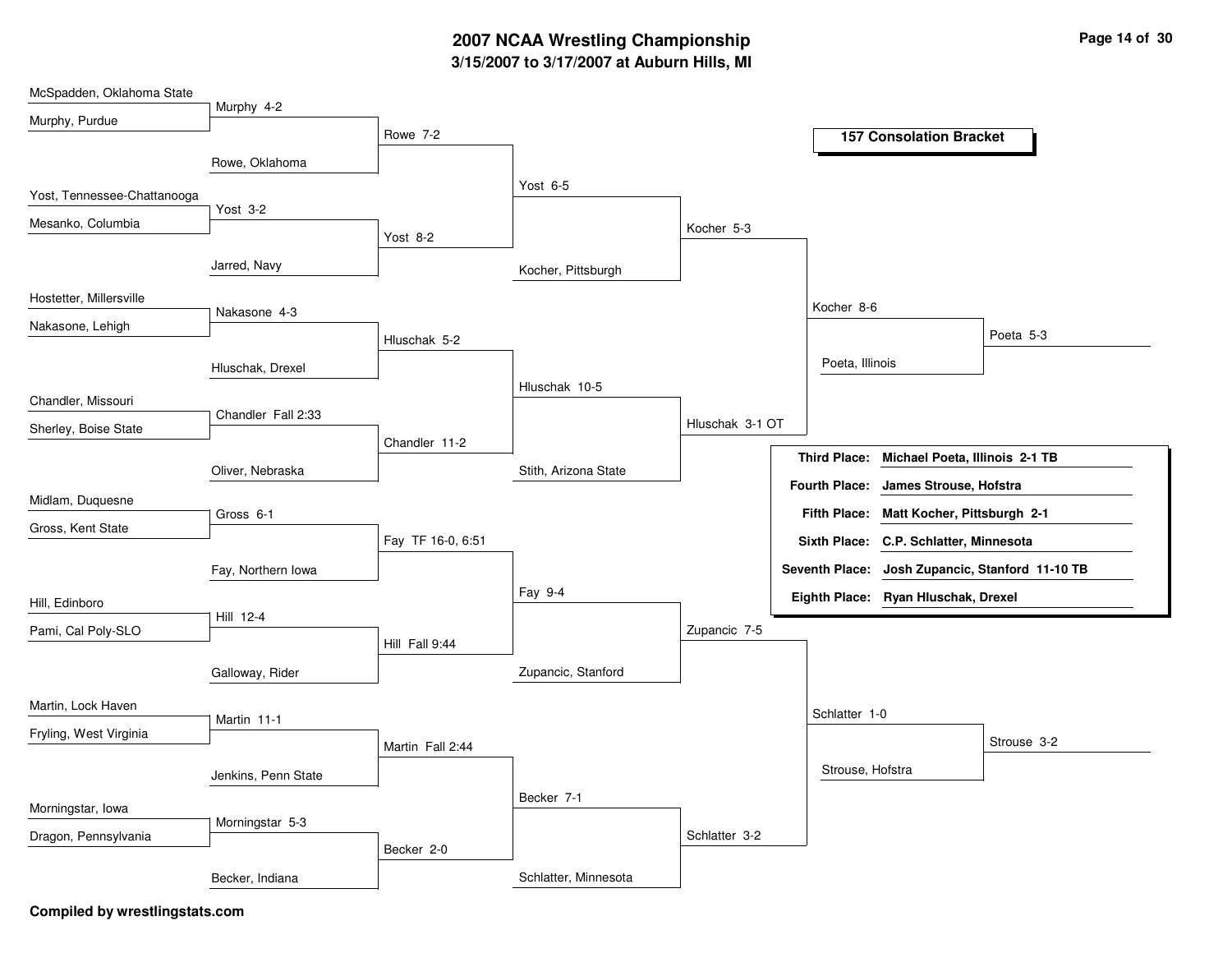# 2007 NCAA Wrestling Championship

## 3/15/2007 to 3/17/2007 at Auburn Hills, MI

### 157 Consolation Bracket

**Round 1**

- McSpadden, Oklahoma State vs Murphy, Purdue — Murphy 4-2
- Yost, Tennessee-Chattanooga vs Mesanko, Columbia — Yost 3-2
- Hostetter, Millersville vs Nakasone, Lehigh — Nakasone 4-3
- Chandler, Missouri vs Sherley, Boise State — Chandler Fall 2:33
- Midlam, Duquesne vs Gross, Kent State — Gross 6-1
- Hill, Edinboro vs Pami, Cal Poly-SLO — Hill 12-4
- Martin, Lock Haven vs Fryling, West Virginia — Martin 11-1
- Morningstar, Iowa vs Dragon, Pennsylvania — Morningstar 5-3

**Round 2**

- Murphy vs Rowe, Oklahoma — Rowe 7-2
- Yost vs Jarred, Navy — Yost 8-2
- Nakasone vs Hluschak, Drexel — Hluschak 5-2
- Chandler vs Oliver, Nebraska — Chandler 11-2
- Gross vs Fay, Northern Iowa — Fay TF 16-0, 6:51
- Hill vs Galloway, Rider — Hill Fall 9:44
- Martin vs Jenkins, Penn State — Martin Fall 2:44
- Morningstar vs Becker, Indiana — Becker 2-0

**Round 3**

- Rowe vs Yost — Yost 6-5
- Hluschak vs Chandler — Hluschak 10-5
- Fay vs Hill — Fay 9-4
- Martin vs Becker — Becker 7-1

**Round 4**

- Yost vs Kocher, Pittsburgh — Kocher 5-3
- Hluschak vs Stith, Arizona State — Hluschak 3-1 OT
- Fay vs Zupancic, Stanford — Zupancic 7-5
- Becker vs Schlatter, Minnesota — Schlatter 3-2

**Round 5**

- Kocher vs Hluschak — Kocher 8-6
- Zupancic vs Schlatter — Schlatter 1-0

**Round 6**

- Kocher vs Poeta, Illinois — Poeta 5-3
- Schlatter vs Strouse, Hofstra — Strouse 3-2

| Place | Result |
|---|---|
| Third Place: | **Michael Poeta, Illinois 2-1 TB** |
| Fourth Place: | **James Strouse, Hofstra** |
| Fifth Place: | **Matt Kocher, Pittsburgh 2-1** |
| Sixth Place: | **C.P. Schlatter, Minnesota** |
| Seventh Place: | **Josh Zupancic, Stanford 11-10 TB** |
| Eighth Place: | **Ryan Hluschak, Drexel** |

**Compiled by wrestlingstats.com**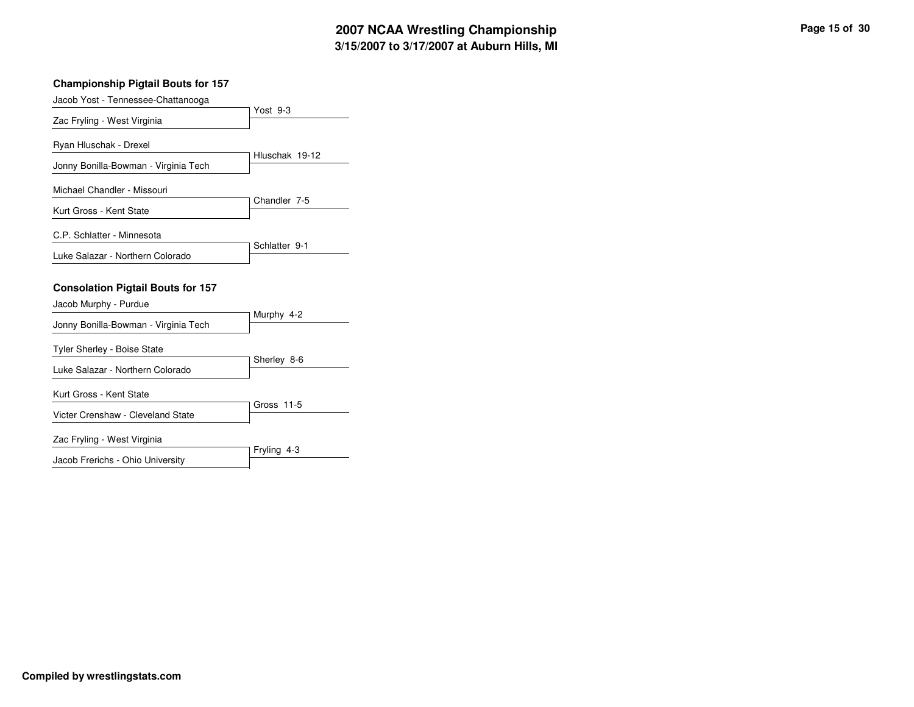## Championship Pigtail Bouts for 157

| Wrestler 1 | Wrestler 2 | Result |
| --- | --- | --- |
| Jacob Yost - Tennessee-Chattanooga | Zac Fryling - West Virginia | Yost 9-3 |
| Ryan Hluschak - Drexel | Jonny Bonilla-Bowman - Virginia Tech | Hluschak 19-12 |
| Michael Chandler - Missouri | Kurt Gross - Kent State | Chandler 7-5 |
| C.P. Schlatter - Minnesota | Luke Salazar - Northern Colorado | Schlatter 9-1 |

## Consolation Pigtail Bouts for 157

| Wrestler 1 | Wrestler 2 | Result |
| --- | --- | --- |
| Jacob Murphy - Purdue | Jonny Bonilla-Bowman - Virginia Tech | Murphy 4-2 |
| Tyler Sherley - Boise State | Luke Salazar - Northern Colorado | Sherley 8-6 |
| Kurt Gross - Kent State | Victer Crenshaw - Cleveland State | Gross 11-5 |
| Zac Fryling - West Virginia | Jacob Frerichs - Ohio University | Fryling 4-3 |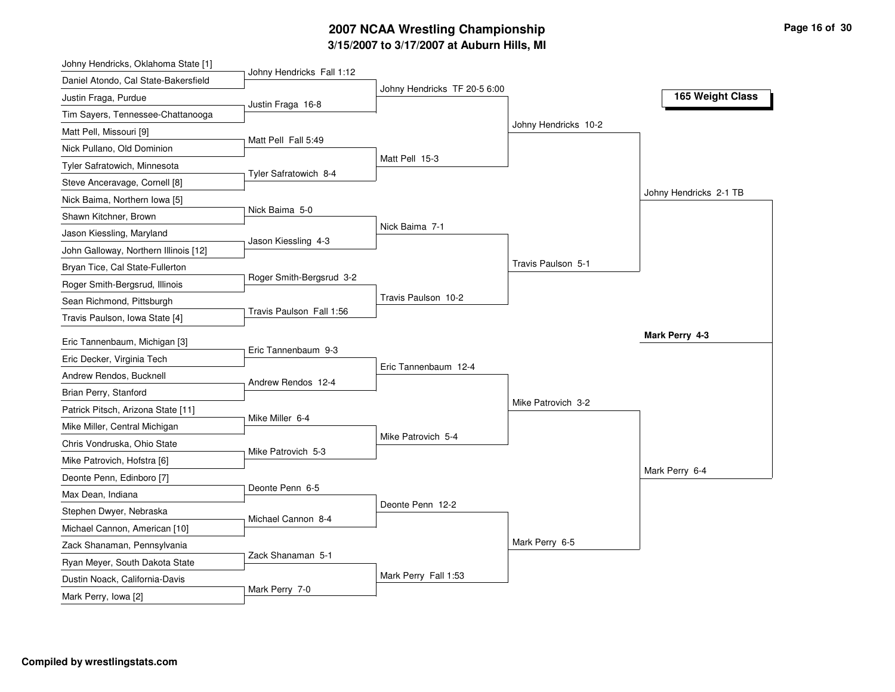# 2007 NCAA Wrestling Championship

## 3/15/2007 to 3/17/2007 at Auburn Hills, MI

### 165 Weight Class

**Round 1**

- Johny Hendricks, Oklahoma State [1] vs. Daniel Atondo, Cal State-Bakersfield — Johny Hendricks Fall 1:12
- Justin Fraga, Purdue vs. Tim Sayers, Tennessee-Chattanooga — Justin Fraga 16-8
- Matt Pell, Missouri [9] vs. Nick Pullano, Old Dominion — Matt Pell Fall 5:49
- Tyler Safratowich, Minnesota vs. Steve Anceravage, Cornell [8] — Tyler Safratowich 8-4
- Nick Baima, Northern Iowa [5] vs. Shawn Kitchner, Brown — Nick Baima 5-0
- Jason Kiessling, Maryland vs. John Galloway, Northern Illinois [12] — Jason Kiessling 4-3
- Bryan Tice, Cal State-Fullerton vs. Roger Smith-Bergsrud, Illinois — Roger Smith-Bergsrud 3-2
- Sean Richmond, Pittsburgh vs. Travis Paulson, Iowa State [4] — Travis Paulson Fall 1:56
- Eric Tannenbaum, Michigan [3] vs. Eric Decker, Virginia Tech — Eric Tannenbaum 9-3
- Andrew Rendos, Bucknell vs. Brian Perry, Stanford — Andrew Rendos 12-4
- Patrick Pitsch, Arizona State [11] vs. Mike Miller, Central Michigan — Mike Miller 6-4
- Chris Vondruska, Ohio State vs. Mike Patrovich, Hofstra [6] — Mike Patrovich 5-3
- Deonte Penn, Edinboro [7] vs. Max Dean, Indiana — Deonte Penn 6-5
- Stephen Dwyer, Nebraska vs. Michael Cannon, American [10] — Michael Cannon 8-4
- Zack Shanaman, Pennsylvania vs. Ryan Meyer, South Dakota State — Zack Shanaman 5-1
- Dustin Noack, California-Davis vs. Mark Perry, Iowa [2] — Mark Perry 7-0

**Round 2**

- Johny Hendricks TF 20-5 6:00
- Matt Pell 15-3
- Nick Baima 7-1
- Travis Paulson 10-2
- Eric Tannenbaum 12-4
- Mike Patrovich 5-4
- Deonte Penn 12-2
- Mark Perry Fall 1:53

**Quarterfinals**

- Johny Hendricks 10-2
- Travis Paulson 5-1
- Mike Patrovich 3-2
- Mark Perry 6-5

**Semifinals**

- Johny Hendricks 2-1 TB
- Mark Perry 6-4

**Final**

- **Mark Perry 4-3**

Compiled by wrestlingstats.com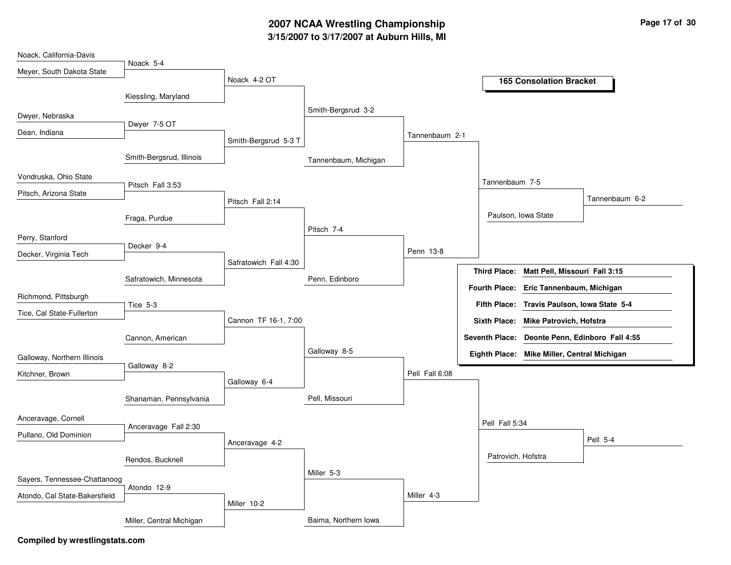# 2007 NCAA Wrestling Championship

## 3/15/2007 to 3/17/2007 at Auburn Hills, MI

### 165 Consolation Bracket

| Round 1 | Round 2 | Round 3 | Round 4 | Round 5 | Round 6 | Placement |
|---|---|---|---|---|---|---|
| Noack, California-Davis | | | | | | |
| | Noack 5-4 | | | | | |
| Meyer, South Dakota State | | | | | | |
| | | Noack 4-2 OT | | | | |
| | Kiessling, Maryland | | | | | |
| | | | Smith-Bergsrud 3-2 | | | |
| Dwyer, Nebraska | | | | | | |
| | Dwyer 7-5 OT | | | | | |
| Dean, Indiana | | | | | | |
| | | Smith-Bergsrud 5-3 T | | | | |
| | Smith-Bergsrud, Illinois | | | Tannenbaum 2-1 | | |
| | | | Tannenbaum, Michigan | | | |
| | | | | | Tannenbaum 7-5 | |
| Vondruska, Ohio State | | | | | | |
| | Pitsch Fall 3:53 | | | | | |
| Pitsch, Arizona State | | | | | | |
| | | Pitsch Fall 2:14 | | | | Tannenbaum 6-2 |
| | Fraga, Purdue | | | | Paulson, Iowa State | |
| | | | Pitsch 7-4 | | | |
| Perry, Stanford | | | | | | |
| | Decker 9-4 | | | | | |
| Decker, Virginia Tech | | | | Penn 13-8 | | |
| | | Safratowich Fall 4:30 | | | | |
| | Safratowich, Minnesota | | Penn, Edinboro | | | |
| Richmond, Pittsburgh | | | | | | |
| | Tice 5-3 | | | | | |
| Tice, Cal State-Fullerton | | | | | | |
| | | Cannon TF 16-1, 7:00 | | | | |
| | Cannon, American | | | | | |
| | | | Galloway 8-5 | | | |
| Galloway, Northern Illinois | | | | | | |
| | Galloway 8-2 | | | | | |
| Kitchner, Brown | | | | Pell Fall 6:08 | | |
| | | Galloway 6-4 | | | | |
| | Shanaman, Pennsylvania | | Pell, Missouri | | | |
| | | | | | Pell Fall 5:34 | |
| Anceravage, Cornell | | | | | | |
| | Anceravage Fall 2:30 | | | | | |
| Pullano, Old Dominion | | | | | | |
| | | Anceravage 4-2 | | | | Pell 5-4 |
| | Rendos, Bucknell | | | | Patrovich, Hofstra | |
| | | | Miller 5-3 | | | |
| Sayers, Tennessee-Chattanoog | | | | | | |
| | Atondo 12-9 | | | | | |
| Atondo, Cal State-Bakersfield | | | | Miller 4-3 | | |
| | | Miller 10-2 | | | | |
| | Miller, Central Michigan | | Baima, Northern Iowa | | | |

| Place | Result |
|---|---|
| Third Place: | Matt Pell, Missouri Fall 3:15 |
| Fourth Place: | Eric Tannenbaum, Michigan |
| Fifth Place: | Travis Paulson, Iowa State 5-4 |
| Sixth Place: | Mike Patrovich, Hofstra |
| Seventh Place: | Deonte Penn, Edinboro Fall 4:55 |
| Eighth Place: | Mike Miller, Central Michigan |

**Compiled by wrestlingstats.com**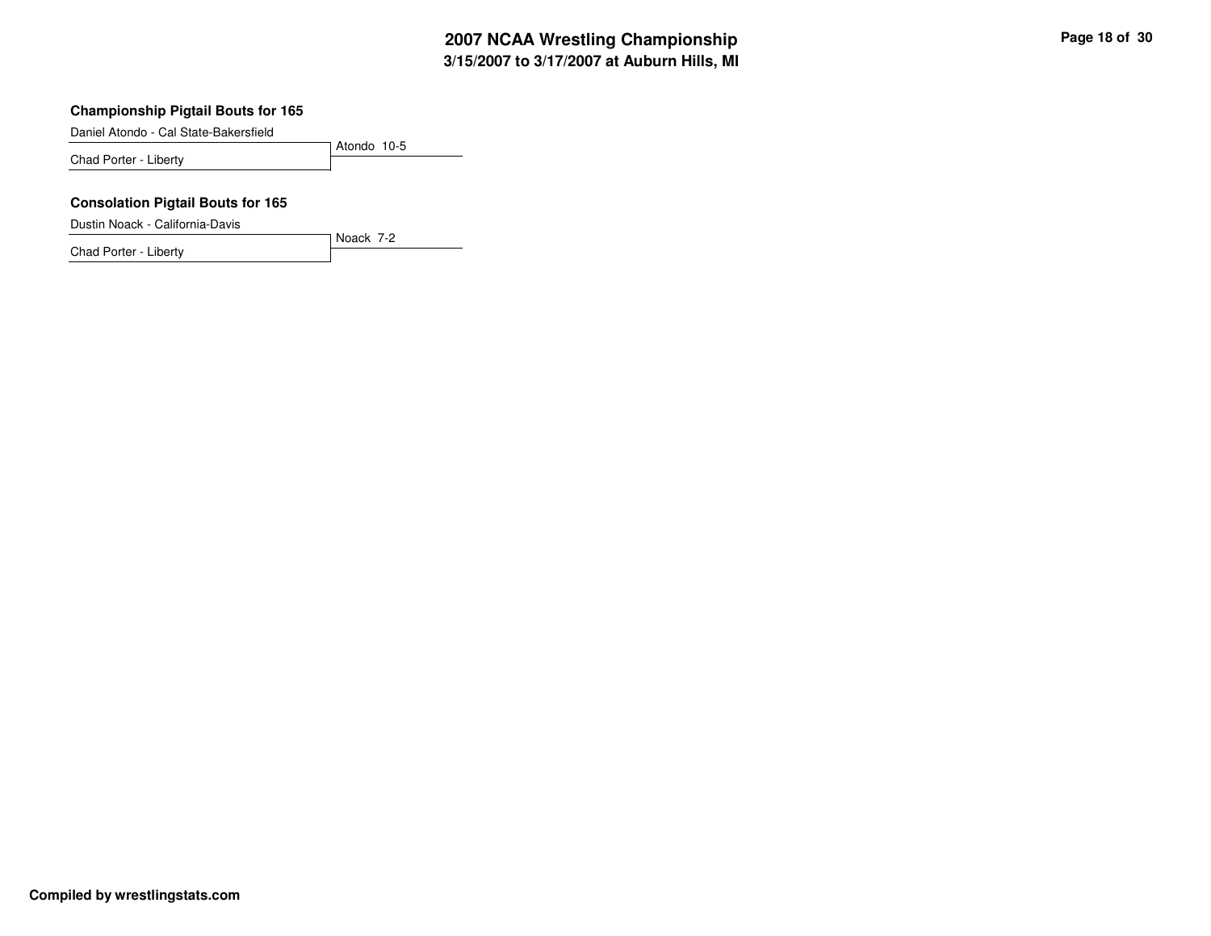### Championship Pigtail Bouts for 165

Daniel Atondo - Cal State-Bakersfield
Chad Porter - Liberty

Atondo 10-5

### Consolation Pigtail Bouts for 165

Dustin Noack - California-Davis
Chad Porter - Liberty

Noack 7-2

**Compiled by wrestlingstats.com**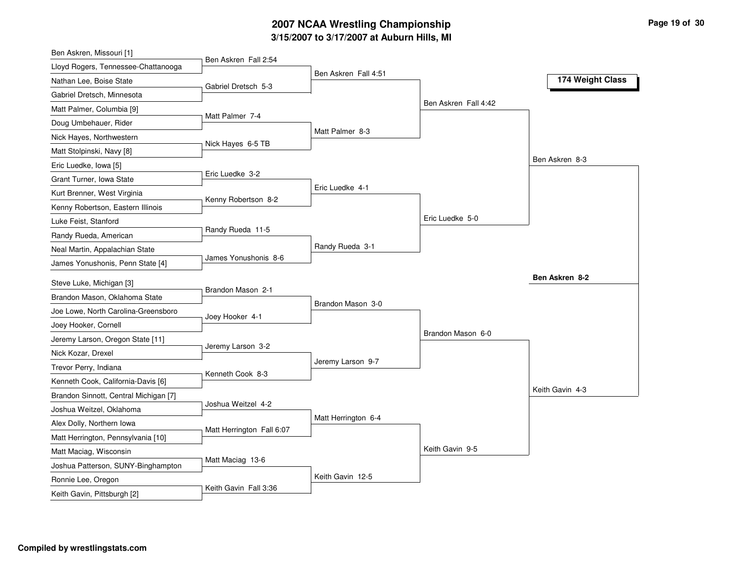# 2007 NCAA Wrestling Championship

## 3/15/2007 to 3/17/2007 at Auburn Hills, MI

### 174 Weight Class

**First Round**

- Ben Askren, Missouri [1] vs. Lloyd Rogers, Tennessee-Chattanooga — Ben Askren Fall 2:54
- Nathan Lee, Boise State vs. Gabriel Dretsch, Minnesota — Gabriel Dretsch 5-3
- Matt Palmer, Columbia [9] vs. Doug Umbehauer, Rider — Matt Palmer 7-4
- Nick Hayes, Northwestern vs. Matt Stolpinski, Navy [8] — Nick Hayes 6-5 TB
- Eric Luedke, Iowa [5] vs. Grant Turner, Iowa State — Eric Luedke 3-2
- Kurt Brenner, West Virginia vs. Kenny Robertson, Eastern Illinois — Kenny Robertson 8-2
- Luke Feist, Stanford vs. Randy Rueda, American — Randy Rueda 11-5
- Neal Martin, Appalachian State vs. James Yonushonis, Penn State [4] — James Yonushonis 8-6
- Steve Luke, Michigan [3] vs. Brandon Mason, Oklahoma State — Brandon Mason 2-1
- Joe Lowe, North Carolina-Greensboro vs. Joey Hooker, Cornell — Joey Hooker 4-1
- Jeremy Larson, Oregon State [11] vs. Nick Kozar, Drexel — Jeremy Larson 3-2
- Trevor Perry, Indiana vs. Kenneth Cook, California-Davis [6] — Kenneth Cook 8-3
- Brandon Sinnott, Central Michigan [7] vs. Joshua Weitzel, Oklahoma — Joshua Weitzel 4-2
- Alex Dolly, Northern Iowa vs. Matt Herrington, Pennsylvania [10] — Matt Herrington Fall 6:07
- Matt Maciag, Wisconsin vs. Joshua Patterson, SUNY-Binghampton — Matt Maciag 13-6
- Ronnie Lee, Oregon vs. Keith Gavin, Pittsburgh [2] — Keith Gavin Fall 3:36

**Second Round**

- Ben Askren Fall 4:51
- Matt Palmer 8-3
- Eric Luedke 4-1
- Randy Rueda 3-1
- Brandon Mason 3-0
- Jeremy Larson 9-7
- Matt Herrington 6-4
- Keith Gavin 12-5

**Quarterfinals**

- Ben Askren Fall 4:42
- Eric Luedke 5-0
- Brandon Mason 6-0
- Keith Gavin 9-5

**Semifinals**

- Ben Askren 8-3
- Keith Gavin 4-3

**Final**

- **Ben Askren 8-2**

**Compiled by wrestlingstats.com**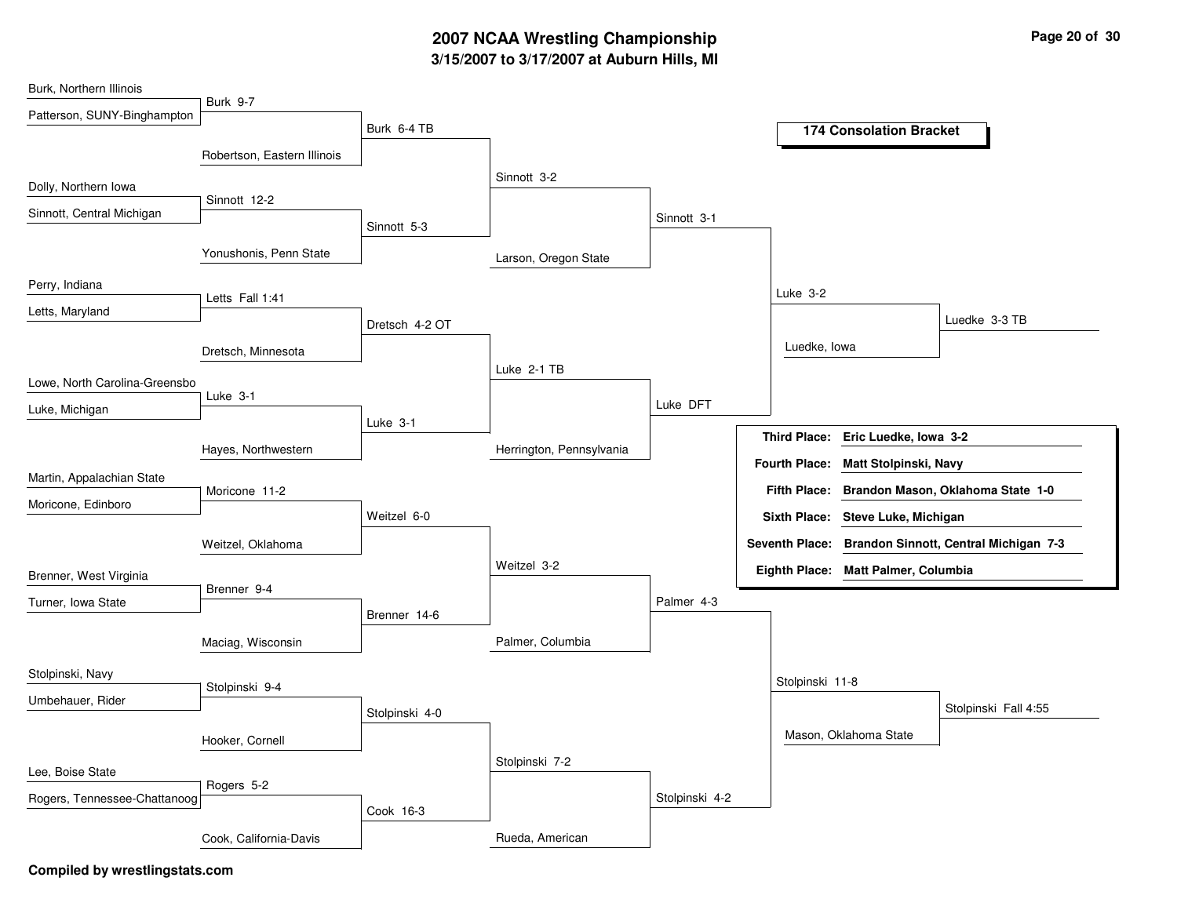# 2007 NCAA Wrestling Championship

## 3/15/2007 to 3/17/2007 at Auburn Hills, MI

### 174 Consolation Bracket

**Round 1**

- Burk, Northern Illinois vs. Patterson, SUNY-Binghampton — Burk 9-7
- Dolly, Northern Iowa vs. Sinnott, Central Michigan — Sinnott 12-2
- Perry, Indiana vs. Letts, Maryland — Letts Fall 1:41
- Lowe, North Carolina-Greensbo vs. Luke, Michigan — Luke 3-1
- Martin, Appalachian State vs. Moricone, Edinboro — Moricone 11-2
- Brenner, West Virginia vs. Turner, Iowa State — Brenner 9-4
- Stolpinski, Navy vs. Umbehauer, Rider — Stolpinski 9-4
- Lee, Boise State vs. Rogers, Tennessee-Chattanoog — Rogers 5-2

**Round 2**

- Burk vs. Robertson, Eastern Illinois — Burk 6-4 TB
- Sinnott vs. Yonushonis, Penn State — Sinnott 5-3
- Letts vs. Dretsch, Minnesota — Dretsch 4-2 OT
- Luke vs. Hayes, Northwestern — Luke 3-1
- Moricone vs. Weitzel, Oklahoma — Weitzel 6-0
- Brenner vs. Maciag, Wisconsin — Brenner 14-6
- Stolpinski vs. Hooker, Cornell — Stolpinski 4-0
- Rogers vs. Cook, California-Davis — Cook 16-3

**Round 3**

- Burk vs. Sinnott — Sinnott 3-2
- Dretsch vs. Luke — Luke 2-1 TB
- Weitzel vs. Brenner — Weitzel 3-2
- Stolpinski vs. Cook — Stolpinski 7-2

**Round 4**

- Sinnott vs. Larson, Oregon State — Sinnott 3-1
- Luke vs. Herrington, Pennsylvania — Luke DFT
- Weitzel vs. Palmer, Columbia — Palmer 4-3
- Stolpinski vs. Rueda, American — Stolpinski 4-2

**Round 5**

- Sinnott vs. Luke — Luke 3-2
- Palmer vs. Stolpinski — Stolpinski 11-8

**Round 6**

- Luke vs. Luedke, Iowa — Luedke 3-3 TB
- Stolpinski vs. Mason, Oklahoma State — Stolpinski Fall 4:55

| Place | Result |
|---|---|
| **Third Place:** | **Eric Luedke, Iowa 3-2** |
| **Fourth Place:** | **Matt Stolpinski, Navy** |
| **Fifth Place:** | **Brandon Mason, Oklahoma State 1-0** |
| **Sixth Place:** | **Steve Luke, Michigan** |
| **Seventh Place:** | **Brandon Sinnott, Central Michigan 7-3** |
| **Eighth Place:** | **Matt Palmer, Columbia** |

**Compiled by wrestlingstats.com**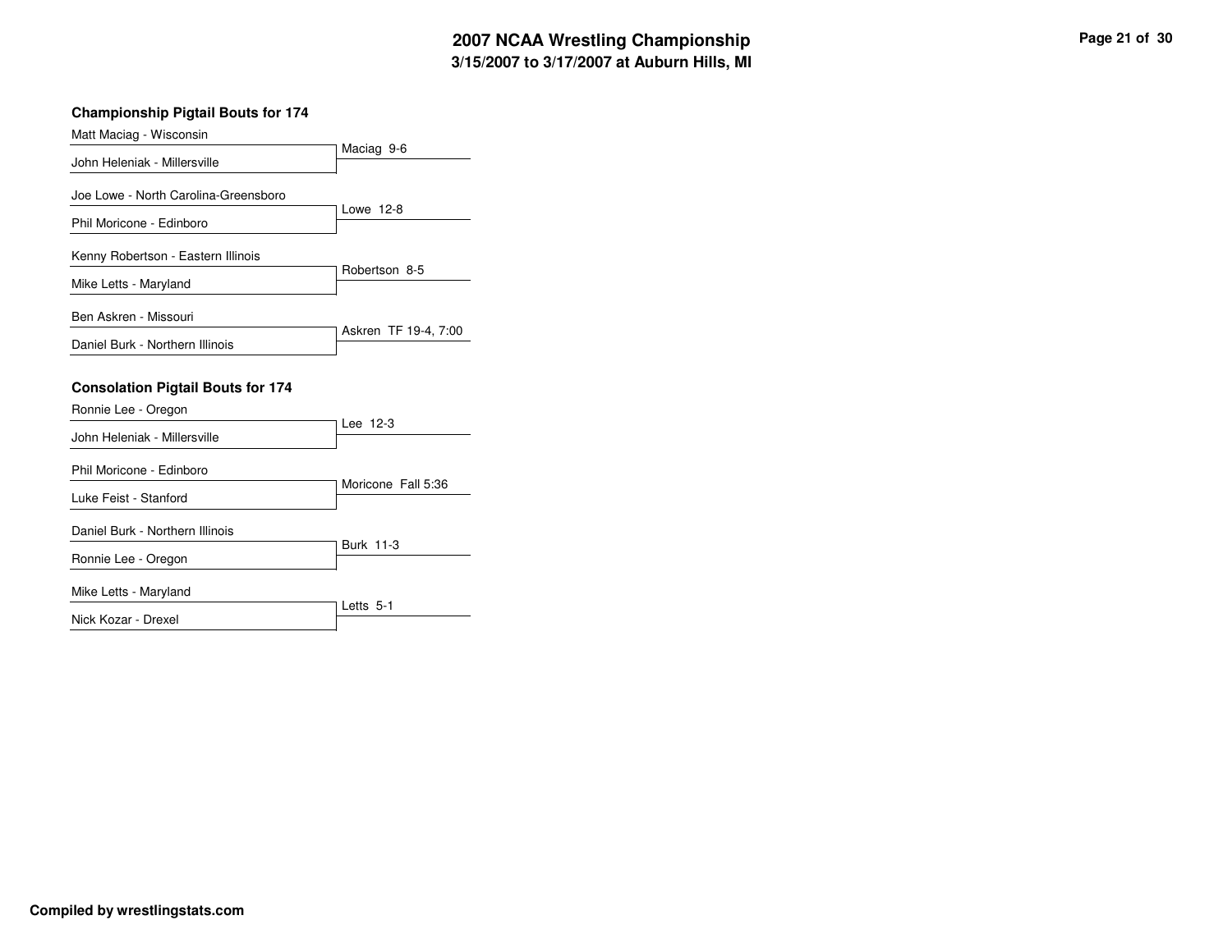## Championship Pigtail Bouts for 174

| Wrestler 1 | Wrestler 2 | Result |
|---|---|---|
| Matt Maciag - Wisconsin | John Heleniak - Millersville | Maciag 9-6 |
| Joe Lowe - North Carolina-Greensboro | Phil Moricone - Edinboro | Lowe 12-8 |
| Kenny Robertson - Eastern Illinois | Mike Letts - Maryland | Robertson 8-5 |
| Ben Askren - Missouri | Daniel Burk - Northern Illinois | Askren TF 19-4, 7:00 |

## Consolation Pigtail Bouts for 174

| Wrestler 1 | Wrestler 2 | Result |
|---|---|---|
| Ronnie Lee - Oregon | John Heleniak - Millersville | Lee 12-3 |
| Phil Moricone - Edinboro | Luke Feist - Stanford | Moricone Fall 5:36 |
| Daniel Burk - Northern Illinois | Ronnie Lee - Oregon | Burk 11-3 |
| Mike Letts - Maryland | Nick Kozar - Drexel | Letts 5-1 |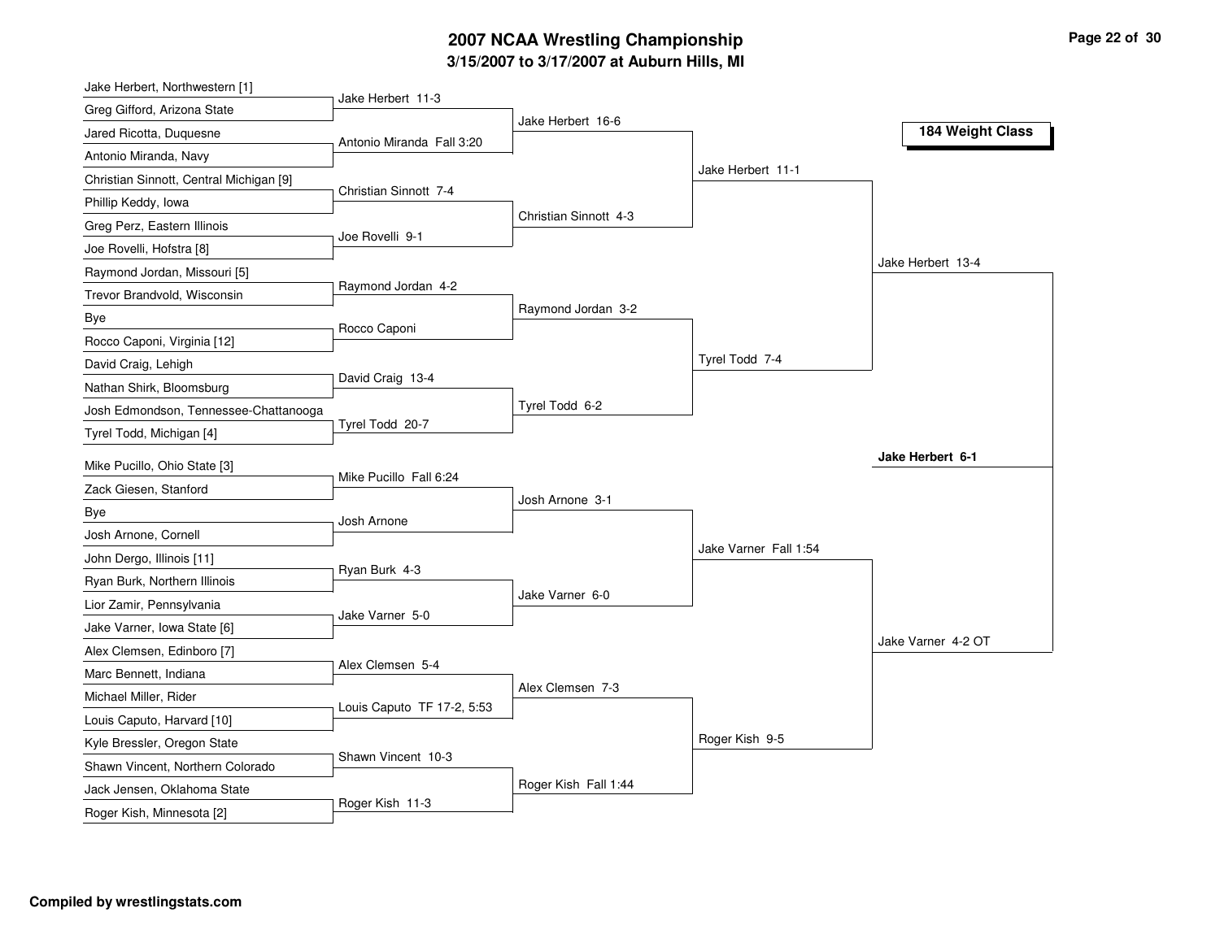# 2007 NCAA Wrestling Championship

## 3/15/2007 to 3/17/2007 at Auburn Hills, MI

### 184 Weight Class

**First Round**

- Jake Herbert, Northwestern [1] vs Greg Gifford, Arizona State — Jake Herbert 11-3
- Jared Ricotta, Duquesne vs Antonio Miranda, Navy — Antonio Miranda Fall 3:20
- Christian Sinnott, Central Michigan [9] vs Phillip Keddy, Iowa — Christian Sinnott 7-4
- Greg Perz, Eastern Illinois vs Joe Rovelli, Hofstra [8] — Joe Rovelli 9-1
- Raymond Jordan, Missouri [5] vs Trevor Brandvold, Wisconsin — Raymond Jordan 4-2
- Bye vs Rocco Caponi, Virginia [12] — Rocco Caponi
- David Craig, Lehigh vs Nathan Shirk, Bloomsburg — David Craig 13-4
- Josh Edmondson, Tennessee-Chattanooga vs Tyrel Todd, Michigan [4] — Tyrel Todd 20-7
- Mike Pucillo, Ohio State [3] vs Zack Giesen, Stanford — Mike Pucillo Fall 6:24
- Bye vs Josh Arnone, Cornell — Josh Arnone
- John Dergo, Illinois [11] vs Ryan Burk, Northern Illinois — Ryan Burk 4-3
- Lior Zamir, Pennsylvania vs Jake Varner, Iowa State [6] — Jake Varner 5-0
- Alex Clemsen, Edinboro [7] vs Marc Bennett, Indiana — Alex Clemsen 5-4
- Michael Miller, Rider vs Louis Caputo, Harvard [10] — Louis Caputo TF 17-2, 5:53
- Kyle Bressler, Oregon State vs Shawn Vincent, Northern Colorado — Shawn Vincent 10-3
- Jack Jensen, Oklahoma State vs Roger Kish, Minnesota [2] — Roger Kish 11-3

**Second Round**

- Jake Herbert 16-6
- Christian Sinnott 4-3
- Raymond Jordan 3-2
- Tyrel Todd 6-2
- Josh Arnone 3-1
- Jake Varner 6-0
- Alex Clemsen 7-3
- Roger Kish Fall 1:44

**Quarterfinals**

- Jake Herbert 11-1
- Tyrel Todd 7-4
- Jake Varner Fall 1:54
- Roger Kish 9-5

**Semifinals**

- Jake Herbert 13-4
- Jake Varner 4-2 OT

**Championship**

- **Jake Herbert 6-1**

Compiled by wrestlingstats.com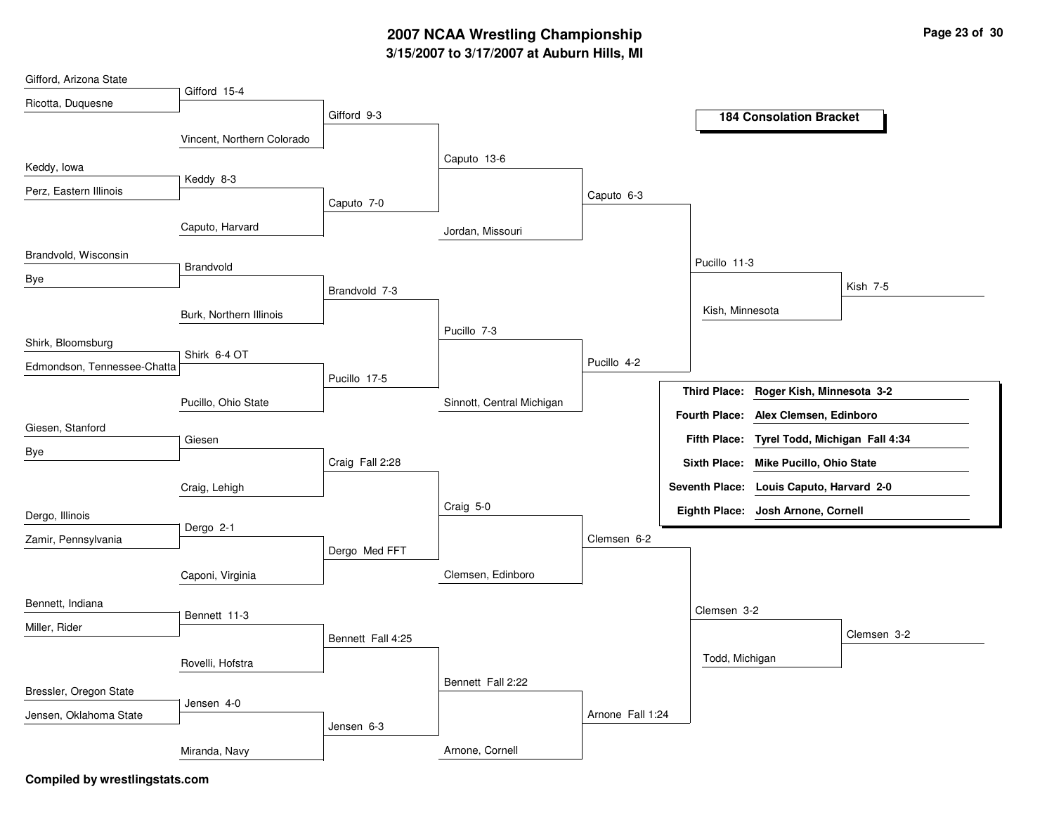# 2007 NCAA Wrestling Championship

## 3/15/2007 to 3/17/2007 at Auburn Hills, MI

### 184 Consolation Bracket

**Round 1**

- Gifford, Arizona State vs Ricotta, Duquesne — Gifford 15-4
- Keddy, Iowa vs Perz, Eastern Illinois — Keddy 8-3
- Brandvold, Wisconsin vs Bye — Brandvold
- Shirk, Bloomsburg vs Edmondson, Tennessee-Chatta — Shirk 6-4 OT
- Giesen, Stanford vs Bye — Giesen
- Dergo, Illinois vs Zamir, Pennsylvania — Dergo 2-1
- Bennett, Indiana vs Miller, Rider — Bennett 11-3
- Bressler, Oregon State vs Jensen, Oklahoma State — Jensen 4-0

**Round 2**

- Gifford vs Vincent, Northern Colorado — Gifford 9-3
- Keddy vs Caputo, Harvard — Caputo 7-0
- Brandvold vs Burk, Northern Illinois — Brandvold 7-3
- Shirk vs Pucillo, Ohio State — Pucillo 17-5
- Giesen vs Craig, Lehigh — Craig Fall 2:28
- Dergo vs Caponi, Virginia — Dergo Med FFT
- Bennett vs Rovelli, Hofstra — Bennett Fall 4:25
- Jensen vs Miranda, Navy — Jensen 6-3

**Round 3**

- Gifford vs Caputo — Caputo 13-6
- Brandvold vs Pucillo — Pucillo 7-3
- Craig vs Dergo — Craig 5-0
- Bennett vs Jensen — Bennett Fall 2:22

**Round 4**

- Caputo vs Jordan, Missouri — Caputo 6-3
- Pucillo vs Sinnott, Central Michigan — Pucillo 4-2
- Craig vs Clemsen, Edinboro — Clemsen 6-2
- Bennett vs Arnone, Cornell — Arnone Fall 1:24

**Round 5**

- Caputo vs Pucillo — Pucillo 11-3
- Clemsen vs Arnone — Clemsen 3-2

**Round 6**

- Pucillo vs Kish, Minnesota — Kish 7-5
- Clemsen vs Todd, Michigan — Clemsen 3-2

| Place | Result |
|---|---|
| **Third Place:** | **Roger Kish, Minnesota 3-2** |
| **Fourth Place:** | **Alex Clemsen, Edinboro** |
| **Fifth Place:** | **Tyrel Todd, Michigan Fall 4:34** |
| **Sixth Place:** | **Mike Pucillo, Ohio State** |
| **Seventh Place:** | **Louis Caputo, Harvard 2-0** |
| **Eighth Place:** | **Josh Arnone, Cornell** |

**Compiled by wrestlingstats.com**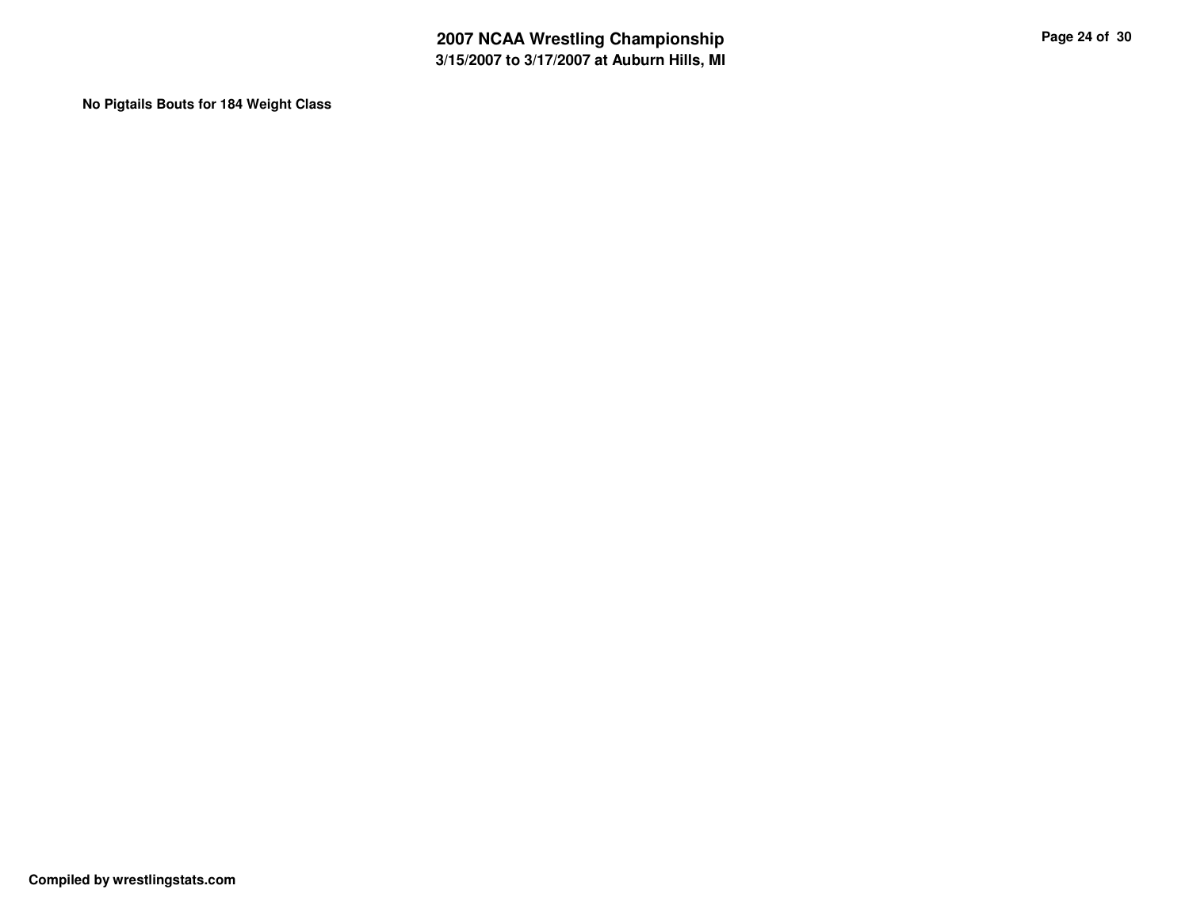**No Pigtails Bouts for 184 Weight Class**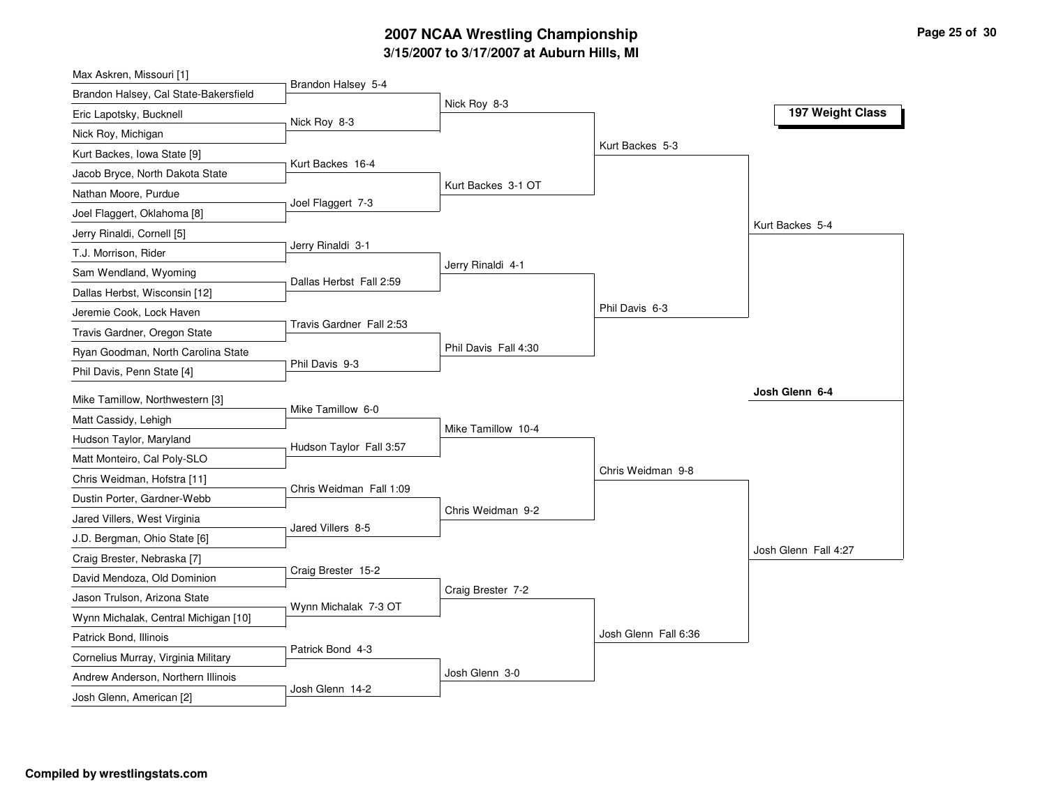# 2007 NCAA Wrestling Championship

## 3/15/2007 to 3/17/2007 at Auburn Hills, MI

**197 Weight Class**

### First Round

| Wrestler 1 | Wrestler 2 | Winner |
|---|---|---|
| Max Askren, Missouri [1] | Brandon Halsey, Cal State-Bakersfield | Brandon Halsey 5-4 |
| Eric Lapotsky, Bucknell | Nick Roy, Michigan | Nick Roy 8-3 |
| Kurt Backes, Iowa State [9] | Jacob Bryce, North Dakota State | Kurt Backes 16-4 |
| Nathan Moore, Purdue | Joel Flaggert, Oklahoma [8] | Joel Flaggert 7-3 |
| Jerry Rinaldi, Cornell [5] | T.J. Morrison, Rider | Jerry Rinaldi 3-1 |
| Sam Wendland, Wyoming | Dallas Herbst, Wisconsin [12] | Dallas Herbst Fall 2:59 |
| Jeremie Cook, Lock Haven | Travis Gardner, Oregon State | Travis Gardner Fall 2:53 |
| Ryan Goodman, North Carolina State | Phil Davis, Penn State [4] | Phil Davis 9-3 |
| Mike Tamillow, Northwestern [3] | Matt Cassidy, Lehigh | Mike Tamillow 6-0 |
| Hudson Taylor, Maryland | Matt Monteiro, Cal Poly-SLO | Hudson Taylor Fall 3:57 |
| Chris Weidman, Hofstra [11] | Dustin Porter, Gardner-Webb | Chris Weidman Fall 1:09 |
| Jared Villers, West Virginia | J.D. Bergman, Ohio State [6] | Jared Villers 8-5 |
| Craig Brester, Nebraska [7] | David Mendoza, Old Dominion | Craig Brester 15-2 |
| Jason Trulson, Arizona State | Wynn Michalak, Central Michigan [10] | Wynn Michalak 7-3 OT |
| Patrick Bond, Illinois | Cornelius Murray, Virginia Military | Patrick Bond 4-3 |
| Andrew Anderson, Northern Illinois | Josh Glenn, American [2] | Josh Glenn 14-2 |

### Second Round

- Nick Roy 8-3
- Kurt Backes 3-1 OT
- Jerry Rinaldi 4-1
- Phil Davis Fall 4:30
- Mike Tamillow 10-4
- Chris Weidman 9-2
- Craig Brester 7-2
- Josh Glenn 3-0

### Quarterfinals

- Kurt Backes 5-3
- Phil Davis 6-3
- Chris Weidman 9-8
- Josh Glenn Fall 6:36

### Semifinals

- Kurt Backes 5-4
- Josh Glenn Fall 4:27

### Final

**Josh Glenn 6-4**

Compiled by wrestlingstats.com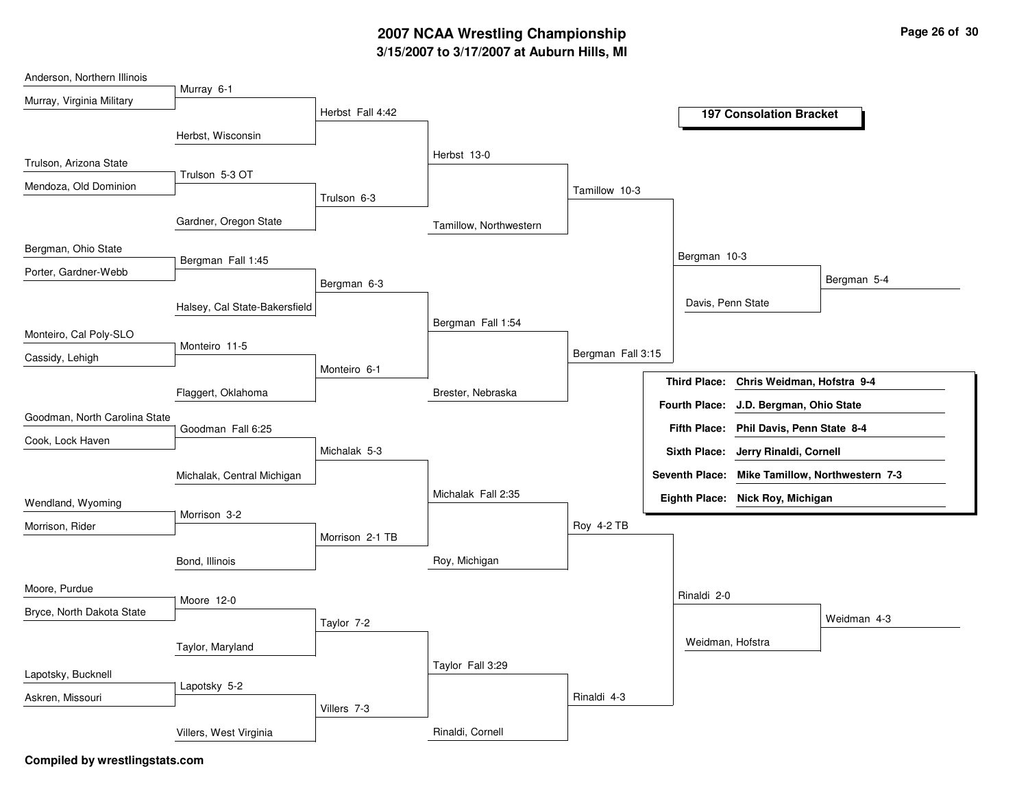# 2007 NCAA Wrestling Championship
## 3/15/2007 to 3/17/2007 at Auburn Hills, MI

### 197 Consolation Bracket

**Round 1 / Round 2 / Round 3 / Quarterfinals / Semifinals / Place Matches**

| Round 1 | Round 1 Result | Round 2 Result | Round 3 Result | Quarterfinal Result | Semifinal Result | Final |
|---|---|---|---|---|---|---|
| Anderson, Northern Illinois vs. Murray, Virginia Military | Murray 6-1 | | | | | |
| | Herbst, Wisconsin | Herbst Fall 4:42 | | | | |
| Trulson, Arizona State vs. Mendoza, Old Dominion | Trulson 5-3 OT | | Herbst 13-0 | | | |
| | Gardner, Oregon State | Trulson 6-3 | | | | |
| | | | Tamillow, Northwestern | Tamillow 10-3 | | |
| Bergman, Ohio State vs. Porter, Gardner-Webb | Bergman Fall 1:45 | | | | Bergman 10-3 | |
| | Halsey, Cal State-Bakersfield | Bergman 6-3 | | | | Bergman 5-4 |
| Monteiro, Cal Poly-SLO vs. Cassidy, Lehigh | Monteiro 11-5 | | Bergman Fall 1:54 | | Davis, Penn State | |
| | Flaggert, Oklahoma | Monteiro 6-1 | | Bergman Fall 3:15 | | |
| | | | Brester, Nebraska | | | |
| Goodman, North Carolina State vs. Cook, Lock Haven | Goodman Fall 6:25 | | | | | |
| | Michalak, Central Michigan | Michalak 5-3 | | | | |
| Wendland, Wyoming vs. Morrison, Rider | Morrison 3-2 | | Michalak Fall 2:35 | | | |
| | Bond, Illinois | Morrison 2-1 TB | | Roy 4-2 TB | | |
| | | | Roy, Michigan | | | |
| Moore, Purdue vs. Bryce, North Dakota State | Moore 12-0 | | | | Rinaldi 2-0 | |
| | Taylor, Maryland | Taylor 7-2 | | | | Weidman 4-3 |
| Lapotsky, Bucknell vs. Askren, Missouri | Lapotsky 5-2 | | Taylor Fall 3:29 | | Weidman, Hofstra | |
| | Villers, West Virginia | Villers 7-3 | | Rinaldi 4-3 | | |
| | | | Rinaldi, Cornell | | | |

| Place | Wrestler |
|---|---|
| Third Place: | Chris Weidman, Hofstra 9-4 |
| Fourth Place: | J.D. Bergman, Ohio State |
| Fifth Place: | Phil Davis, Penn State 8-4 |
| Sixth Place: | Jerry Rinaldi, Cornell |
| Seventh Place: | Mike Tamillow, Northwestern 7-3 |
| Eighth Place: | Nick Roy, Michigan |

**Compiled by wrestlingstats.com**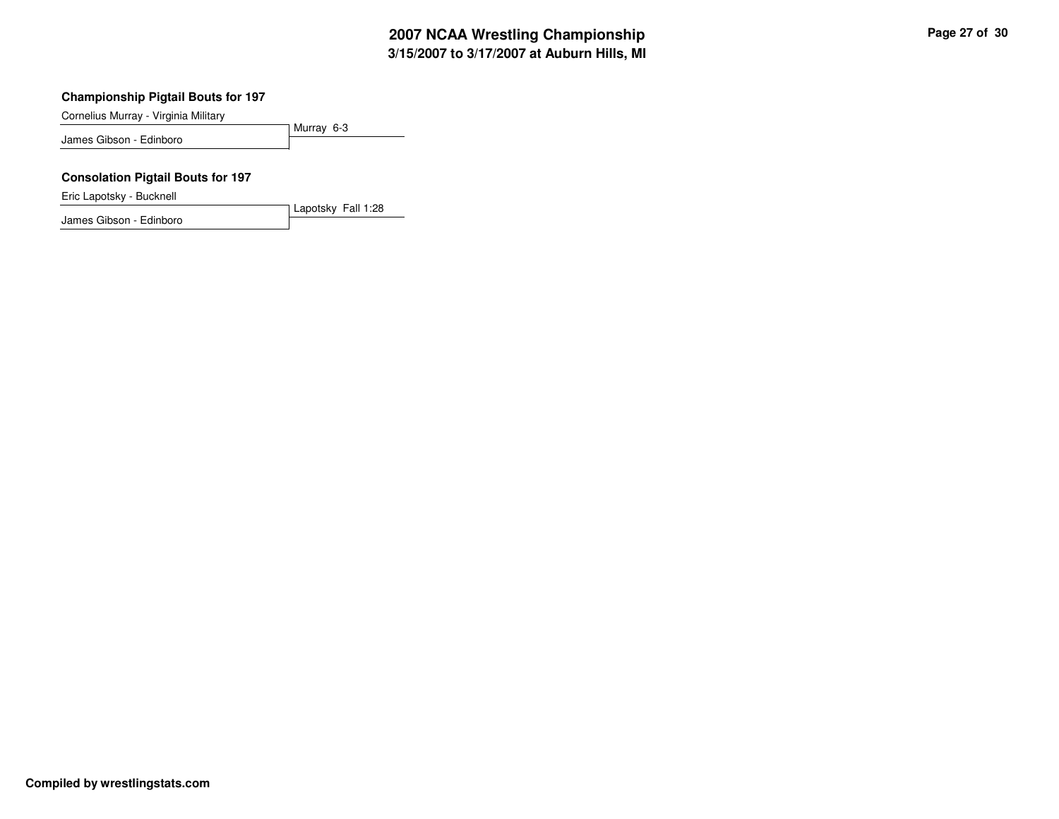### Championship Pigtail Bouts for 197

| Wrestler | Result |
| --- | --- |
| Cornelius Murray - Virginia Military | Murray 6-3 |
| James Gibson - Edinboro | |

### Consolation Pigtail Bouts for 197

| Wrestler | Result |
| --- | --- |
| Eric Lapotsky - Bucknell | Lapotsky Fall 1:28 |
| James Gibson - Edinboro | |

**Compiled by wrestlingstats.com**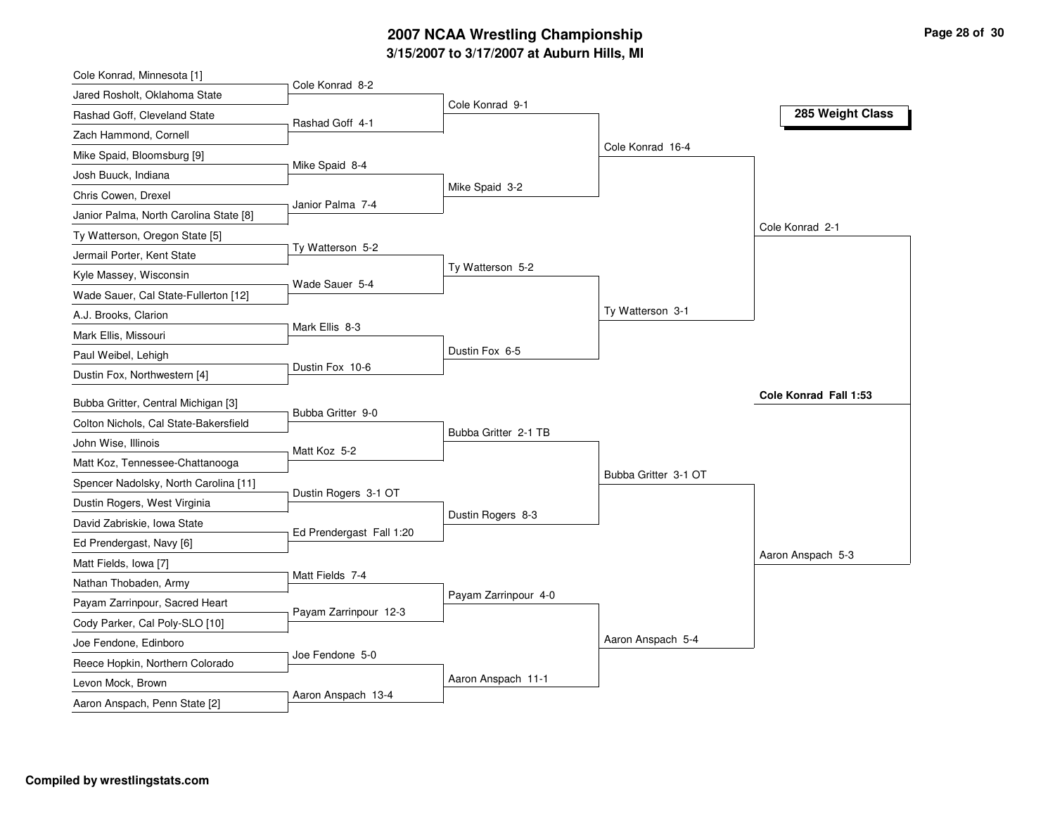# 2007 NCAA Wrestling Championship

## 3/15/2007 to 3/17/2007 at Auburn Hills, MI

### 285 Weight Class

**First Round**

| Wrestler 1 | Wrestler 2 | Winner |
| --- | --- | --- |
| Cole Konrad, Minnesota [1] | Jared Rosholt, Oklahoma State | Cole Konrad 8-2 |
| Rashad Goff, Cleveland State | Zach Hammond, Cornell | Rashad Goff 4-1 |
| Mike Spaid, Bloomsburg [9] | Josh Buuck, Indiana | Mike Spaid 8-4 |
| Chris Cowen, Drexel | Janior Palma, North Carolina State [8] | Janior Palma 7-4 |
| Ty Watterson, Oregon State [5] | Jermail Porter, Kent State | Ty Watterson 5-2 |
| Kyle Massey, Wisconsin | Wade Sauer, Cal State-Fullerton [12] | Wade Sauer 5-4 |
| A.J. Brooks, Clarion | Mark Ellis, Missouri | Mark Ellis 8-3 |
| Paul Weibel, Lehigh | Dustin Fox, Northwestern [4] | Dustin Fox 10-6 |
| Bubba Gritter, Central Michigan [3] | Colton Nichols, Cal State-Bakersfield | Bubba Gritter 9-0 |
| John Wise, Illinois | Matt Koz, Tennessee-Chattanooga | Matt Koz 5-2 |
| Spencer Nadolsky, North Carolina [11] | Dustin Rogers, West Virginia | Dustin Rogers 3-1 OT |
| David Zabriskie, Iowa State | Ed Prendergast, Navy [6] | Ed Prendergast Fall 1:20 |
| Matt Fields, Iowa [7] | Nathan Thobaden, Army | Matt Fields 7-4 |
| Payam Zarrinpour, Sacred Heart | Cody Parker, Cal Poly-SLO [10] | Payam Zarrinpour 12-3 |
| Joe Fendone, Edinboro | Reece Hopkin, Northern Colorado | Joe Fendone 5-0 |
| Levon Mock, Brown | Aaron Anspach, Penn State [2] | Aaron Anspach 13-4 |

**Second Round**

- Cole Konrad 9-1
- Mike Spaid 3-2
- Ty Watterson 5-2
- Dustin Fox 6-5
- Bubba Gritter 2-1 TB
- Dustin Rogers 8-3
- Payam Zarrinpour 4-0
- Aaron Anspach 11-1

**Quarterfinals**

- Cole Konrad 16-4
- Ty Watterson 3-1
- Bubba Gritter 3-1 OT
- Aaron Anspach 5-4

**Semifinals**

- Cole Konrad 2-1
- Aaron Anspach 5-3

**Championship**

**Cole Konrad Fall 1:53**

Compiled by wrestlingstats.com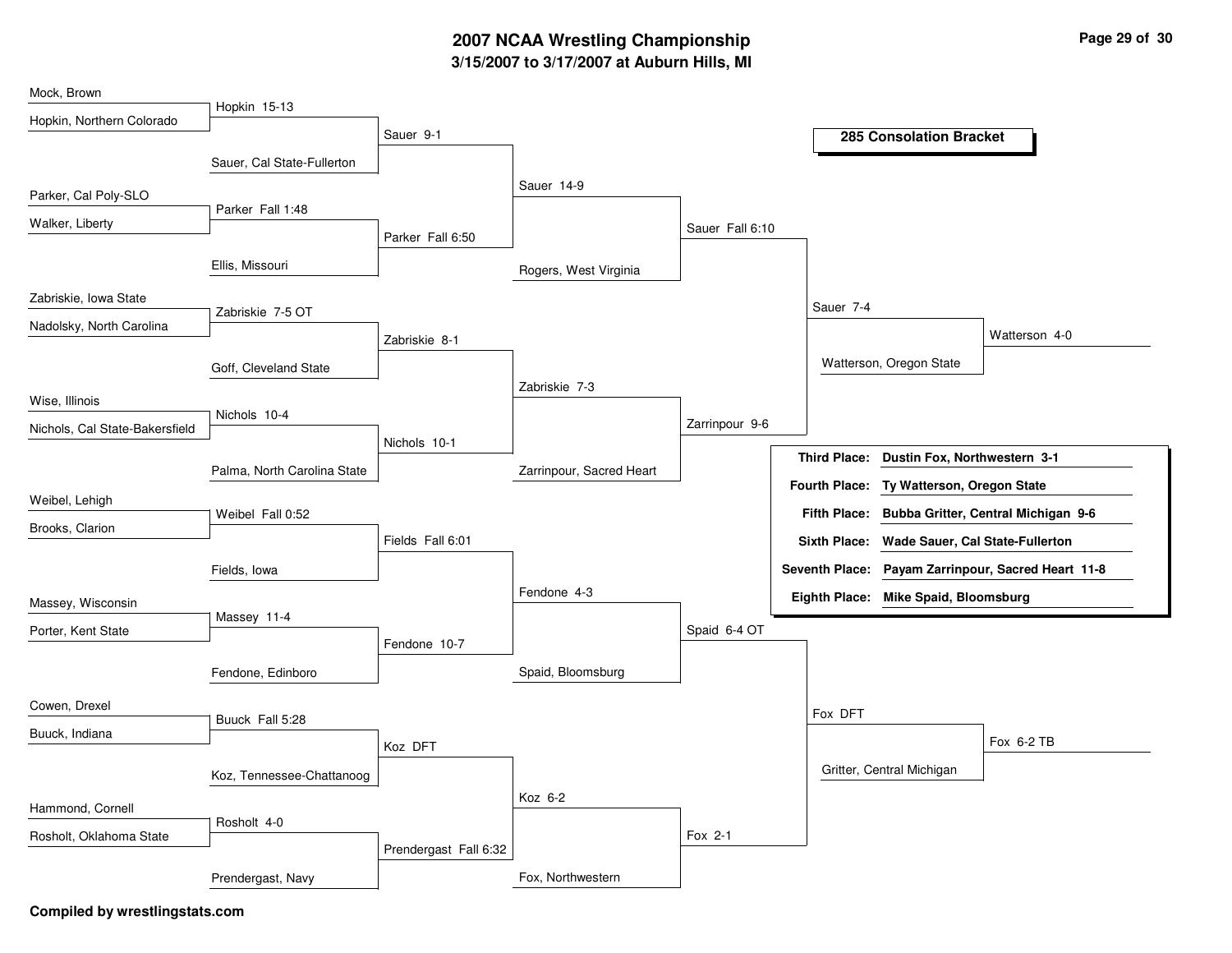# 2007 NCAA Wrestling Championship

## 3/15/2007 to 3/17/2007 at Auburn Hills, MI

### 285 Consolation Bracket

| Round 1 | Round 2 | Round 3 | Round 4 | Round 5 | Round 6 | Final |
|---|---|---|---|---|---|---|
| Mock, Brown | | | | | | |
| Hopkin, Northern Colorado | Hopkin 15-13 | | | | | |
| | Sauer, Cal State-Fullerton | Sauer 9-1 | | | | |
| Parker, Cal Poly-SLO | | | Sauer 14-9 | | | |
| Walker, Liberty | Parker Fall 1:48 | | | | | |
| | Ellis, Missouri | Parker Fall 6:50 | | | | |
| | | | Rogers, West Virginia | Sauer Fall 6:10 | | |
| Zabriskie, Iowa State | | | | | | |
| Nadolsky, North Carolina | Zabriskie 7-5 OT | | | | Sauer 7-4 | |
| | Goff, Cleveland State | Zabriskie 8-1 | | | Watterson, Oregon State | Watterson 4-0 |
| Wise, Illinois | | | Zabriskie 7-3 | | | |
| Nichols, Cal State-Bakersfield | Nichols 10-4 | | | | | |
| | Palma, North Carolina State | Nichols 10-1 | | | | |
| | | | Zarrinpour, Sacred Heart | Zarrinpour 9-6 | | |
| Weibel, Lehigh | | | | | | |
| Brooks, Clarion | Weibel Fall 0:52 | | | | | |
| | Fields, Iowa | Fields Fall 6:01 | | | | |
| Massey, Wisconsin | | | Fendone 4-3 | | | |
| Porter, Kent State | Massey 11-4 | | | | | |
| | Fendone, Edinboro | Fendone 10-7 | | | | |
| | | | Spaid, Bloomsburg | Spaid 6-4 OT | | |
| Cowen, Drexel | | | | | | |
| Buuck, Indiana | Buuck Fall 5:28 | | | | Fox DFT | |
| | Koz, Tennessee-Chattanoog | Koz DFT | | | Gritter, Central Michigan | Fox 6-2 TB |
| Hammond, Cornell | | | Koz 6-2 | | | |
| Rosholt, Oklahoma State | Rosholt 4-0 | | | | | |
| | Prendergast, Navy | Prendergast Fall 6:32 | | | | |
| | | | Fox, Northwestern | Fox 2-1 | | |

| Place | Wrestler |
|---|---|
| Third Place: | Dustin Fox, Northwestern 3-1 |
| Fourth Place: | Ty Watterson, Oregon State |
| Fifth Place: | Bubba Gritter, Central Michigan 9-6 |
| Sixth Place: | Wade Sauer, Cal State-Fullerton |
| Seventh Place: | Payam Zarrinpour, Sacred Heart 11-8 |
| Eighth Place: | Mike Spaid, Bloomsburg |

**Compiled by wrestlingstats.com**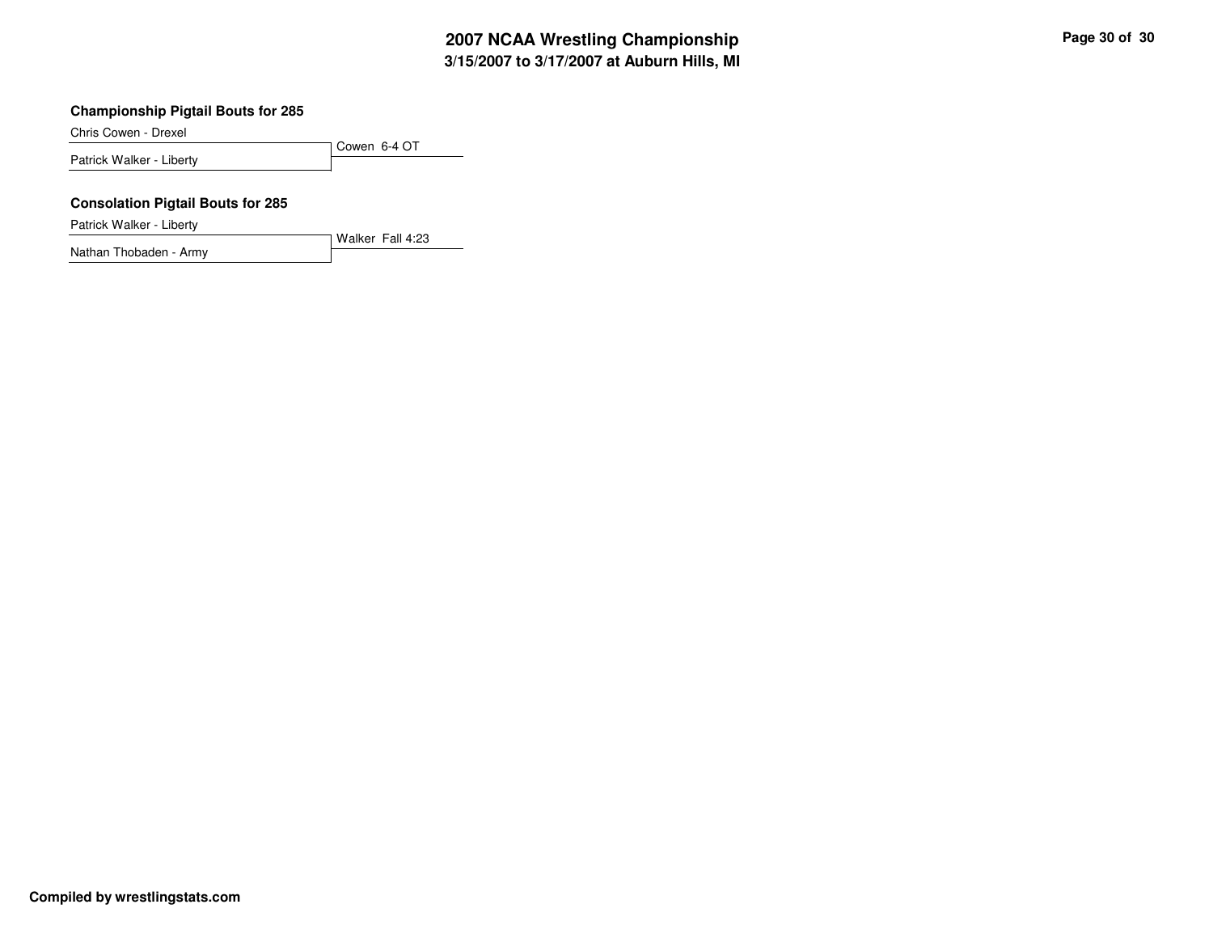### Championship Pigtail Bouts for 285

Chris Cowen - Drexel

Patrick Walker - Liberty

Cowen 6-4 OT

### Consolation Pigtail Bouts for 285

Patrick Walker - Liberty

Nathan Thobaden - Army

Walker Fall 4:23

**Compiled by wrestlingstats.com**